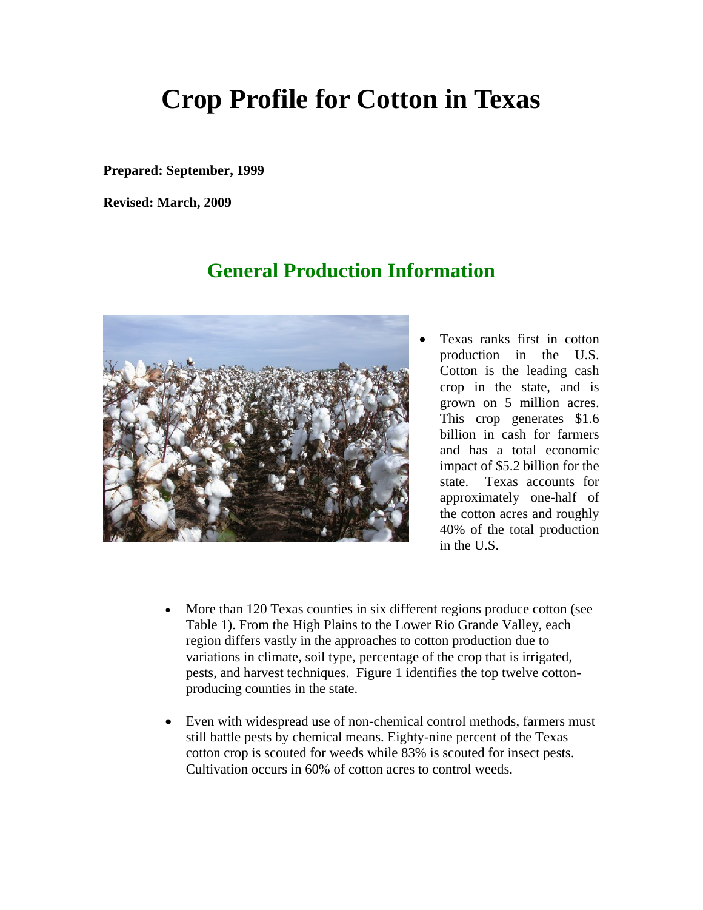# Crop Profile for Cotton in Texas

**Prepared: September, 1999**

**Revised: March, 2009**

## General Production Information

- Texas ranks first in cotton production in the U.S. Cotton is the leading cash crop in the state, and is grown on 5 million acres. This crop generates $1.6 billion in cash for farmers and has a total economic impact of $5.2 billion for the state. Texas accounts for approximately one-half of the cotton acres and roughly 40% of the total production in the U.S.

- More than 120 Texas counties in six different regions produce cotton (see Table 1). From the High Plains to the Lower Rio Grande Valley, each region differs vastly in the approaches to cotton production due to variations in climate, soil type, percentage of the crop that is irrigated, pests, and harvest techniques. Figure 1 identifies the top twelve cotton-producing counties in the state.

- Even with widespread use of non-chemical control methods, farmers must still battle pests by chemical means. Eighty-nine percent of the Texas cotton crop is scouted for weeds while 83% is scouted for insect pests. Cultivation occurs in 60% of cotton acres to control weeds.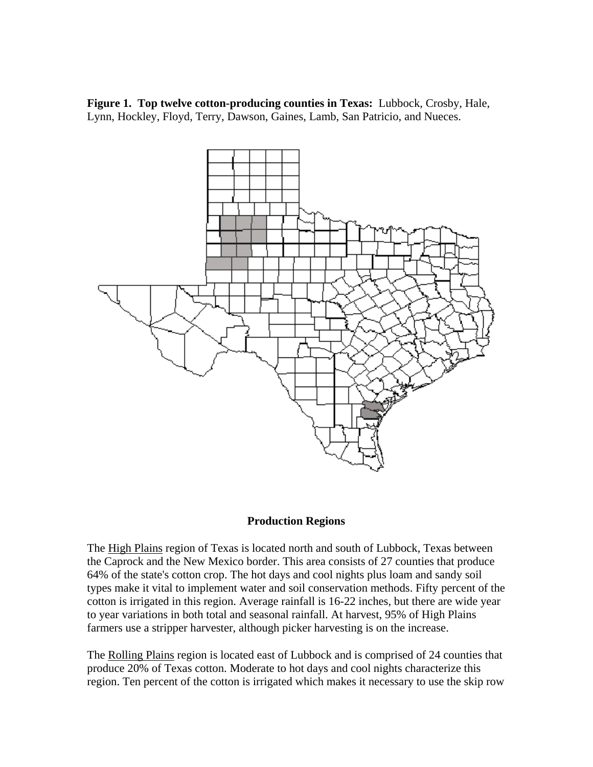**Figure 1. Top twelve cotton-producing counties in Texas:** Lubbock, Crosby, Hale, Lynn, Hockley, Floyd, Terry, Dawson, Gaines, Lamb, San Patricio, and Nueces.

## Production Regions

The High Plains region of Texas is located north and south of Lubbock, Texas between the Caprock and the New Mexico border. This area consists of 27 counties that produce 64% of the state's cotton crop. The hot days and cool nights plus loam and sandy soil types make it vital to implement water and soil conservation methods. Fifty percent of the cotton is irrigated in this region. Average rainfall is 16-22 inches, but there are wide year to year variations in both total and seasonal rainfall. At harvest, 95% of High Plains farmers use a stripper harvester, although picker harvesting is on the increase.

The Rolling Plains region is located east of Lubbock and is comprised of 24 counties that produce 20% of Texas cotton. Moderate to hot days and cool nights characterize this region. Ten percent of the cotton is irrigated which makes it necessary to use the skip row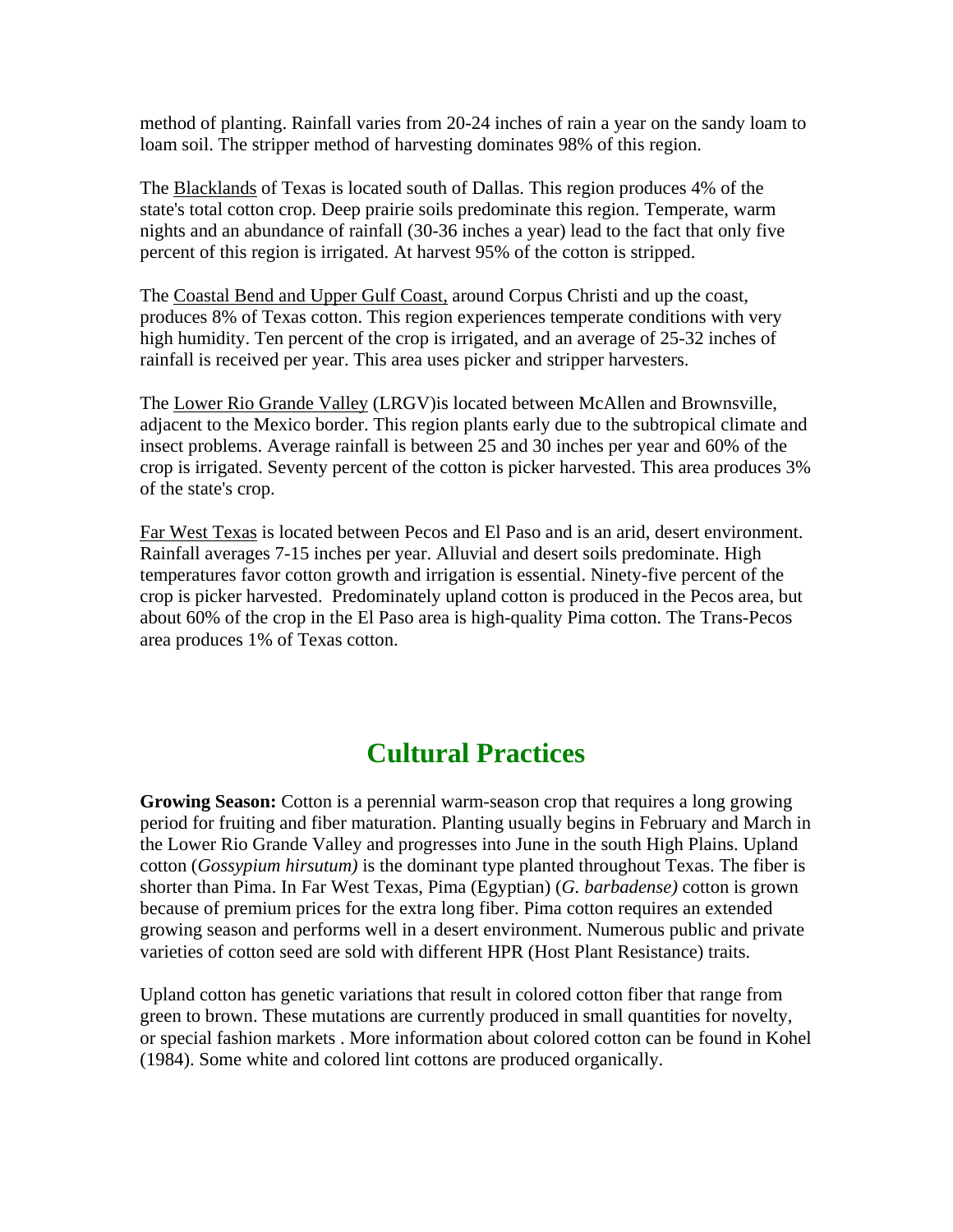method of planting. Rainfall varies from 20-24 inches of rain a year on the sandy loam to loam soil. The stripper method of harvesting dominates 98% of this region.

The Blacklands of Texas is located south of Dallas. This region produces 4% of the state's total cotton crop. Deep prairie soils predominate this region. Temperate, warm nights and an abundance of rainfall (30-36 inches a year) lead to the fact that only five percent of this region is irrigated. At harvest 95% of the cotton is stripped.

The Coastal Bend and Upper Gulf Coast, around Corpus Christi and up the coast, produces 8% of Texas cotton. This region experiences temperate conditions with very high humidity. Ten percent of the crop is irrigated, and an average of 25-32 inches of rainfall is received per year. This area uses picker and stripper harvesters.

The Lower Rio Grande Valley (LRGV)is located between McAllen and Brownsville, adjacent to the Mexico border. This region plants early due to the subtropical climate and insect problems. Average rainfall is between 25 and 30 inches per year and 60% of the crop is irrigated. Seventy percent of the cotton is picker harvested. This area produces 3% of the state's crop.

Far West Texas is located between Pecos and El Paso and is an arid, desert environment. Rainfall averages 7-15 inches per year. Alluvial and desert soils predominate. High temperatures favor cotton growth and irrigation is essential. Ninety-five percent of the crop is picker harvested. Predominately upland cotton is produced in the Pecos area, but about 60% of the crop in the El Paso area is high-quality Pima cotton. The Trans-Pecos area produces 1% of Texas cotton.

## Cultural Practices

**Growing Season:** Cotton is a perennial warm-season crop that requires a long growing period for fruiting and fiber maturation. Planting usually begins in February and March in the Lower Rio Grande Valley and progresses into June in the south High Plains. Upland cotton (*Gossypium hirsutum)* is the dominant type planted throughout Texas. The fiber is shorter than Pima. In Far West Texas, Pima (Egyptian) (*G. barbadense)* cotton is grown because of premium prices for the extra long fiber. Pima cotton requires an extended growing season and performs well in a desert environment. Numerous public and private varieties of cotton seed are sold with different HPR (Host Plant Resistance) traits.

Upland cotton has genetic variations that result in colored cotton fiber that range from green to brown. These mutations are currently produced in small quantities for novelty, or special fashion markets . More information about colored cotton can be found in Kohel (1984). Some white and colored lint cottons are produced organically.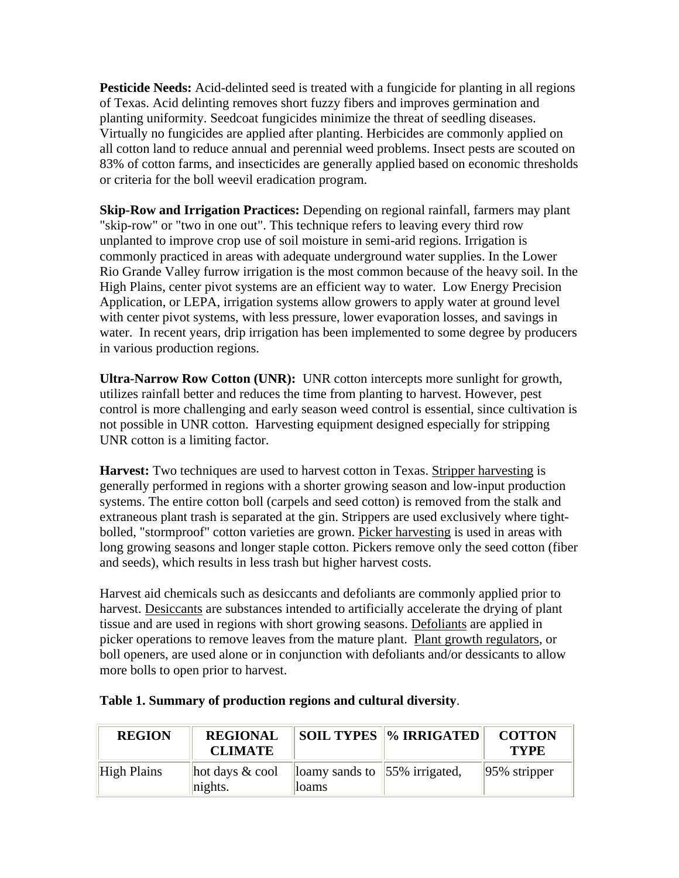**Pesticide Needs:** Acid-delinted seed is treated with a fungicide for planting in all regions of Texas. Acid delinting removes short fuzzy fibers and improves germination and planting uniformity. Seedcoat fungicides minimize the threat of seedling diseases. Virtually no fungicides are applied after planting. Herbicides are commonly applied on all cotton land to reduce annual and perennial weed problems. Insect pests are scouted on 83% of cotton farms, and insecticides are generally applied based on economic thresholds or criteria for the boll weevil eradication program.

**Skip-Row and Irrigation Practices:** Depending on regional rainfall, farmers may plant "skip-row" or "two in one out". This technique refers to leaving every third row unplanted to improve crop use of soil moisture in semi-arid regions. Irrigation is commonly practiced in areas with adequate underground water supplies. In the Lower Rio Grande Valley furrow irrigation is the most common because of the heavy soil. In the High Plains, center pivot systems are an efficient way to water. Low Energy Precision Application, or LEPA, irrigation systems allow growers to apply water at ground level with center pivot systems, with less pressure, lower evaporation losses, and savings in water. In recent years, drip irrigation has been implemented to some degree by producers in various production regions.

**Ultra-Narrow Row Cotton (UNR):** UNR cotton intercepts more sunlight for growth, utilizes rainfall better and reduces the time from planting to harvest. However, pest control is more challenging and early season weed control is essential, since cultivation is not possible in UNR cotton. Harvesting equipment designed especially for stripping UNR cotton is a limiting factor.

**Harvest:** Two techniques are used to harvest cotton in Texas. Stripper harvesting is generally performed in regions with a shorter growing season and low-input production systems. The entire cotton boll (carpels and seed cotton) is removed from the stalk and extraneous plant trash is separated at the gin. Strippers are used exclusively where tight-bolled, "stormproof" cotton varieties are grown. Picker harvesting is used in areas with long growing seasons and longer staple cotton. Pickers remove only the seed cotton (fiber and seeds), which results in less trash but higher harvest costs.

Harvest aid chemicals such as desiccants and defoliants are commonly applied prior to harvest. Desiccants are substances intended to artificially accelerate the drying of plant tissue and are used in regions with short growing seasons. Defoliants are applied in picker operations to remove leaves from the mature plant. Plant growth regulators, or boll openers, are used alone or in conjunction with defoliants and/or dessicants to allow more bolls to open prior to harvest.

**Table 1. Summary of production regions and cultural diversity**.

| REGION | REGIONAL CLIMATE | SOIL TYPES | % IRRIGATED | COTTON TYPE |
|---|---|---|---|---|
| High Plains | hot days & cool nights. | loamy sands to loams | 55% irrigated, | 95% stripper |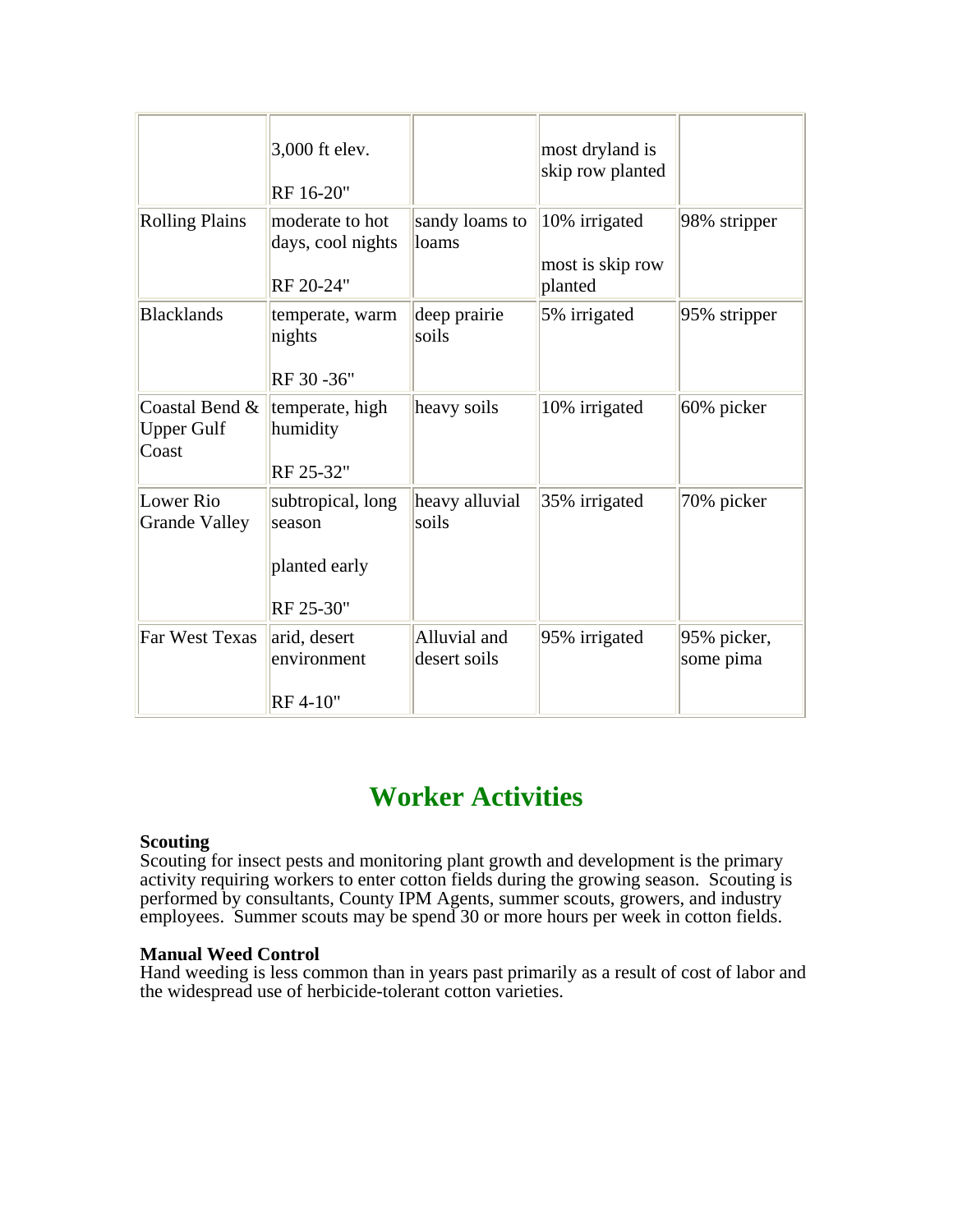| | | | | |
|---|---|---|---|---|
| | 3,000 ft elev.<br><br>RF 16-20" | | most dryland is skip row planted | |
| Rolling Plains | moderate to hot days, cool nights<br><br>RF 20-24" | sandy loams to loams | 10% irrigated<br><br>most is skip row planted | 98% stripper |
| Blacklands | temperate, warm nights<br><br>RF 30 -36" | deep prairie soils | 5% irrigated | 95% stripper |
| Coastal Bend & Upper Gulf Coast | temperate, high humidity<br><br>RF 25-32" | heavy soils | 10% irrigated | 60% picker |
| Lower Rio Grande Valley | subtropical, long season<br><br>planted early<br><br>RF 25-30" | heavy alluvial soils | 35% irrigated | 70% picker |
| Far West Texas | arid, desert environment<br><br>RF 4-10" | Alluvial and desert soils | 95% irrigated | 95% picker, some pima |

## Worker Activities

**Scouting**
Scouting for insect pests and monitoring plant growth and development is the primary activity requiring workers to enter cotton fields during the growing season. Scouting is performed by consultants, County IPM Agents, summer scouts, growers, and industry employees. Summer scouts may be spend 30 or more hours per week in cotton fields.

**Manual Weed Control**
Hand weeding is less common than in years past primarily as a result of cost of labor and the widespread use of herbicide-tolerant cotton varieties.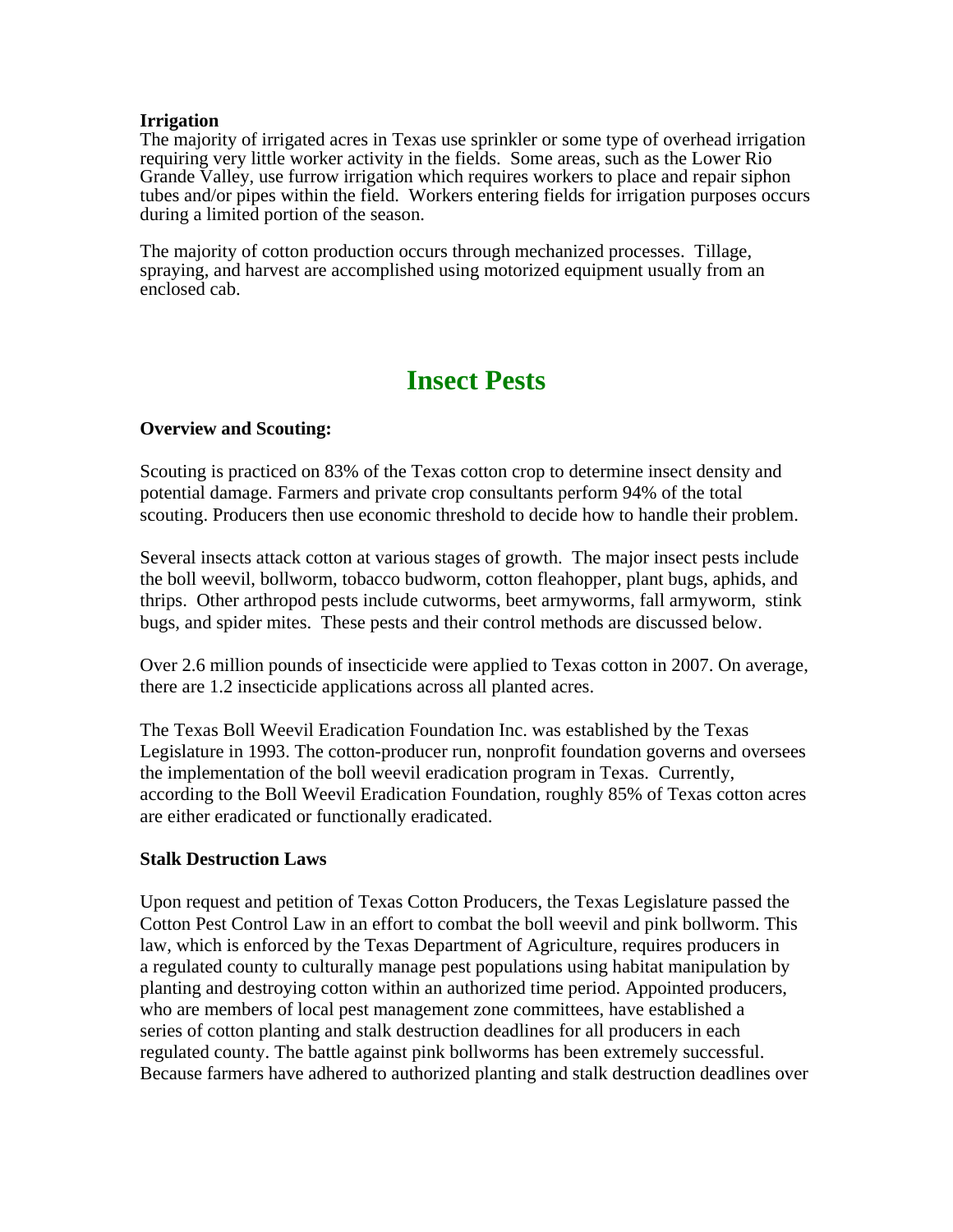**Irrigation**

The majority of irrigated acres in Texas use sprinkler or some type of overhead irrigation requiring very little worker activity in the fields. Some areas, such as the Lower Rio Grande Valley, use furrow irrigation which requires workers to place and repair siphon tubes and/or pipes within the field. Workers entering fields for irrigation purposes occurs during a limited portion of the season.

The majority of cotton production occurs through mechanized processes. Tillage, spraying, and harvest are accomplished using motorized equipment usually from an enclosed cab.

# Insect Pests

**Overview and Scouting:**

Scouting is practiced on 83% of the Texas cotton crop to determine insect density and potential damage. Farmers and private crop consultants perform 94% of the total scouting. Producers then use economic threshold to decide how to handle their problem.

Several insects attack cotton at various stages of growth. The major insect pests include the boll weevil, bollworm, tobacco budworm, cotton fleahopper, plant bugs, aphids, and thrips. Other arthropod pests include cutworms, beet armyworms, fall armyworm, stink bugs, and spider mites. These pests and their control methods are discussed below.

Over 2.6 million pounds of insecticide were applied to Texas cotton in 2007. On average, there are 1.2 insecticide applications across all planted acres.

The Texas Boll Weevil Eradication Foundation Inc. was established by the Texas Legislature in 1993. The cotton-producer run, nonprofit foundation governs and oversees the implementation of the boll weevil eradication program in Texas. Currently, according to the Boll Weevil Eradication Foundation, roughly 85% of Texas cotton acres are either eradicated or functionally eradicated.

**Stalk Destruction Laws**

Upon request and petition of Texas Cotton Producers, the Texas Legislature passed the Cotton Pest Control Law in an effort to combat the boll weevil and pink bollworm. This law, which is enforced by the Texas Department of Agriculture, requires producers in a regulated county to culturally manage pest populations using habitat manipulation by planting and destroying cotton within an authorized time period. Appointed producers, who are members of local pest management zone committees, have established a series of cotton planting and stalk destruction deadlines for all producers in each regulated county. The battle against pink bollworms has been extremely successful. Because farmers have adhered to authorized planting and stalk destruction deadlines over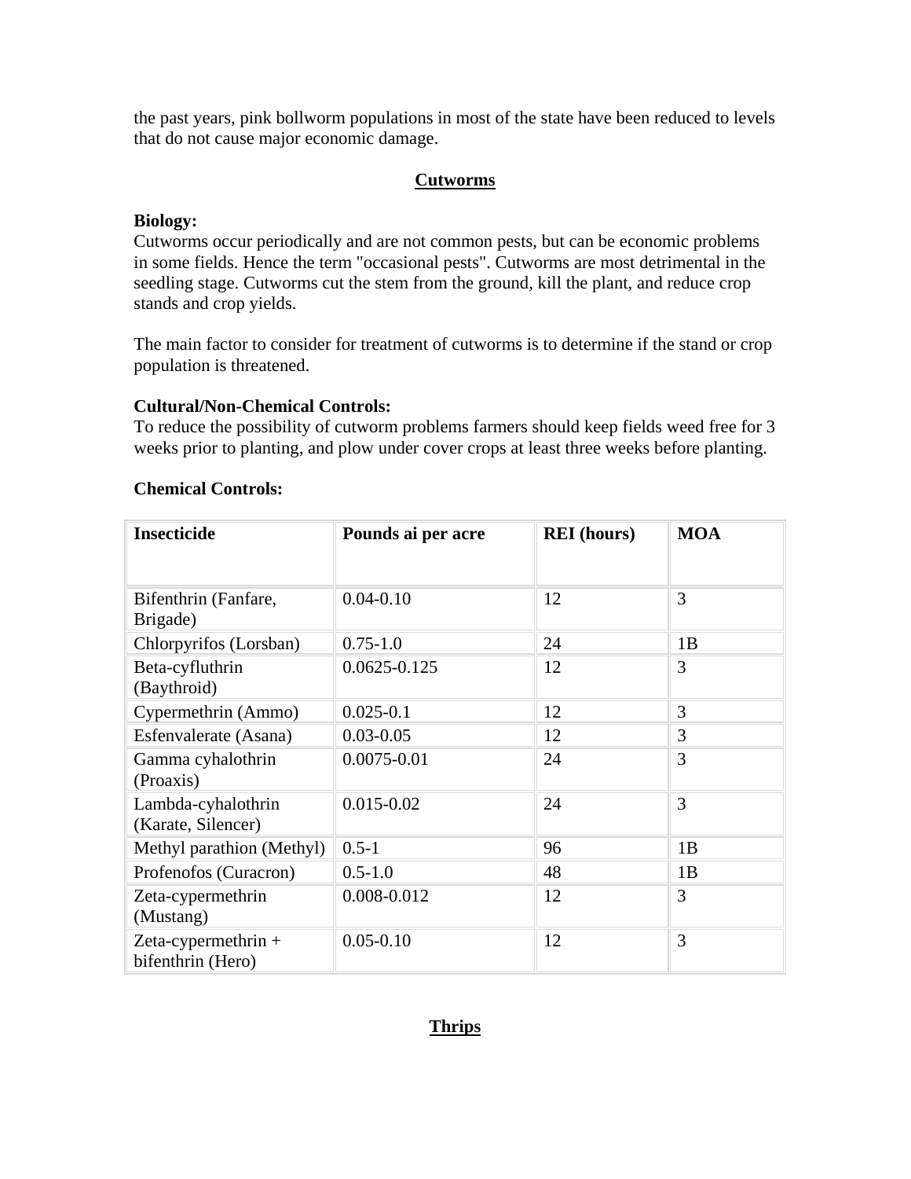the past years, pink bollworm populations in most of the state have been reduced to levels that do not cause major economic damage.

## Cutworms

**Biology:**
Cutworms occur periodically and are not common pests, but can be economic problems in some fields. Hence the term "occasional pests". Cutworms are most detrimental in the seedling stage. Cutworms cut the stem from the ground, kill the plant, and reduce crop stands and crop yields.

The main factor to consider for treatment of cutworms is to determine if the stand or crop population is threatened.

**Cultural/Non-Chemical Controls:**
To reduce the possibility of cutworm problems farmers should keep fields weed free for 3 weeks prior to planting, and plow under cover crops at least three weeks before planting.

**Chemical Controls:**

| Insecticide | Pounds ai per acre | REI (hours) | MOA |
|---|---|---|---|
| Bifenthrin (Fanfare, Brigade) | 0.04-0.10 | 12 | 3 |
| Chlorpyrifos (Lorsban) | 0.75-1.0 | 24 | 1B |
| Beta-cyfluthrin (Baythroid) | 0.0625-0.125 | 12 | 3 |
| Cypermethrin (Ammo) | 0.025-0.1 | 12 | 3 |
| Esfenvalerate (Asana) | 0.03-0.05 | 12 | 3 |
| Gamma cyhalothrin (Proaxis) | 0.0075-0.01 | 24 | 3 |
| Lambda-cyhalothrin (Karate, Silencer) | 0.015-0.02 | 24 | 3 |
| Methyl parathion (Methyl) | 0.5-1 | 96 | 1B |
| Profenofos (Curacron) | 0.5-1.0 | 48 | 1B |
| Zeta-cypermethrin (Mustang) | 0.008-0.012 | 12 | 3 |
| Zeta-cypermethrin + bifenthrin (Hero) | 0.05-0.10 | 12 | 3 |

## Thrips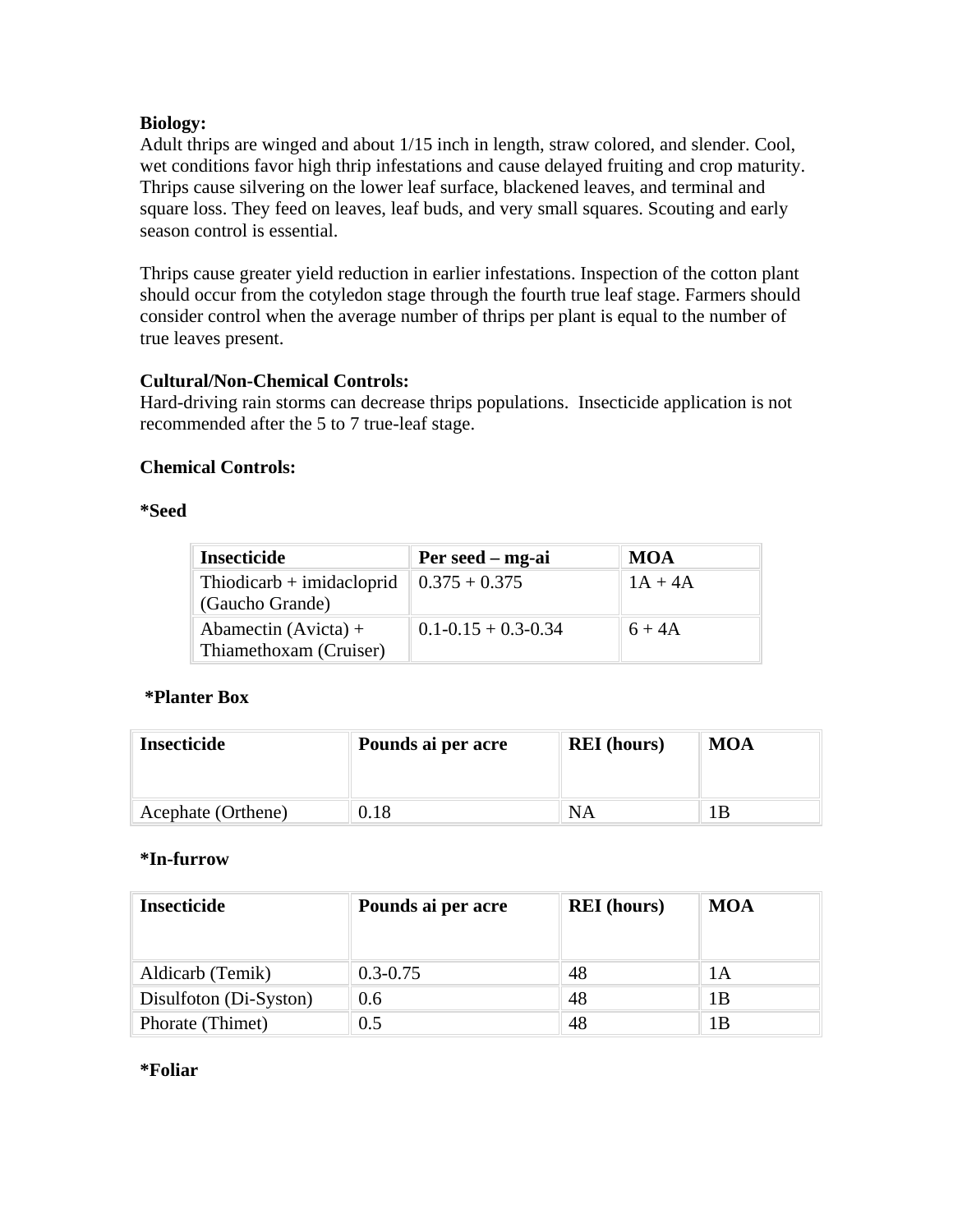**Biology:**
Adult thrips are winged and about 1/15 inch in length, straw colored, and slender. Cool, wet conditions favor high thrip infestations and cause delayed fruiting and crop maturity. Thrips cause silvering on the lower leaf surface, blackened leaves, and terminal and square loss. They feed on leaves, leaf buds, and very small squares. Scouting and early season control is essential.

Thrips cause greater yield reduction in earlier infestations. Inspection of the cotton plant should occur from the cotyledon stage through the fourth true leaf stage. Farmers should consider control when the average number of thrips per plant is equal to the number of true leaves present.

**Cultural/Non-Chemical Controls:**
Hard-driving rain storms can decrease thrips populations. Insecticide application is not recommended after the 5 to 7 true-leaf stage.

**Chemical Controls:**

**\*Seed**

| Insecticide | Per seed – mg-ai | MOA |
|---|---|---|
| Thiodicarb + imidacloprid (Gaucho Grande) | 0.375 + 0.375 | 1A + 4A |
| Abamectin (Avicta) + Thiamethoxam (Cruiser) | 0.1-0.15 + 0.3-0.34 | 6 + 4A |

**\*Planter Box**

| Insecticide | Pounds ai per acre | REI (hours) | MOA |
|---|---|---|---|
| Acephate (Orthene) | 0.18 | NA | 1B |

**\*In-furrow**

| Insecticide | Pounds ai per acre | REI (hours) | MOA |
|---|---|---|---|
| Aldicarb (Temik) | 0.3-0.75 | 48 | 1A |
| Disulfoton (Di-Syston) | 0.6 | 48 | 1B |
| Phorate (Thimet) | 0.5 | 48 | 1B |

**\*Foliar**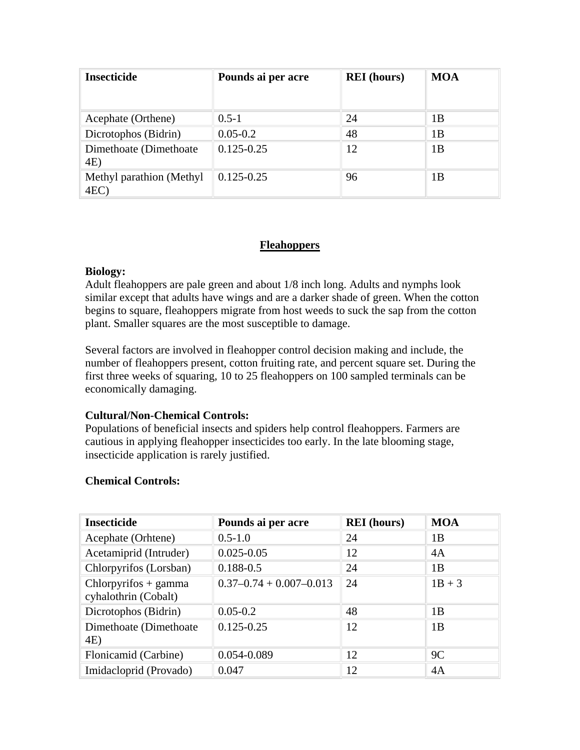| Insecticide | Pounds ai per acre | REI (hours) | MOA |
|---|---|---|---|
| Acephate (Orthene) | 0.5-1 | 24 | 1B |
| Dicrotophos (Bidrin) | 0.05-0.2 | 48 | 1B |
| Dimethoate (Dimethoate 4E) | 0.125-0.25 | 12 | 1B |
| Methyl parathion (Methyl 4EC) | 0.125-0.25 | 96 | 1B |

## Fleahoppers

**Biology:**
Adult fleahoppers are pale green and about 1/8 inch long. Adults and nymphs look similar except that adults have wings and are a darker shade of green. When the cotton begins to square, fleahoppers migrate from host weeds to suck the sap from the cotton plant. Smaller squares are the most susceptible to damage.

Several factors are involved in fleahopper control decision making and include, the number of fleahoppers present, cotton fruiting rate, and percent square set. During the first three weeks of squaring, 10 to 25 fleahoppers on 100 sampled terminals can be economically damaging.

**Cultural/Non-Chemical Controls:**
Populations of beneficial insects and spiders help control fleahoppers. Farmers are cautious in applying fleahopper insecticides too early. In the late blooming stage, insecticide application is rarely justified.

**Chemical Controls:**

| Insecticide | Pounds ai per acre | REI (hours) | MOA |
|---|---|---|---|
| Acephate (Orhtene) | 0.5-1.0 | 24 | 1B |
| Acetamiprid (Intruder) | 0.025-0.05 | 12 | 4A |
| Chlorpyrifos (Lorsban) | 0.188-0.5 | 24 | 1B |
| Chlorpyrifos + gamma cyhalothrin (Cobalt) | 0.37–0.74 + 0.007–0.013 | 24 | 1B + 3 |
| Dicrotophos (Bidrin) | 0.05-0.2 | 48 | 1B |
| Dimethoate (Dimethoate 4E) | 0.125-0.25 | 12 | 1B |
| Flonicamid (Carbine) | 0.054-0.089 | 12 | 9C |
| Imidacloprid (Provado) | 0.047 | 12 | 4A |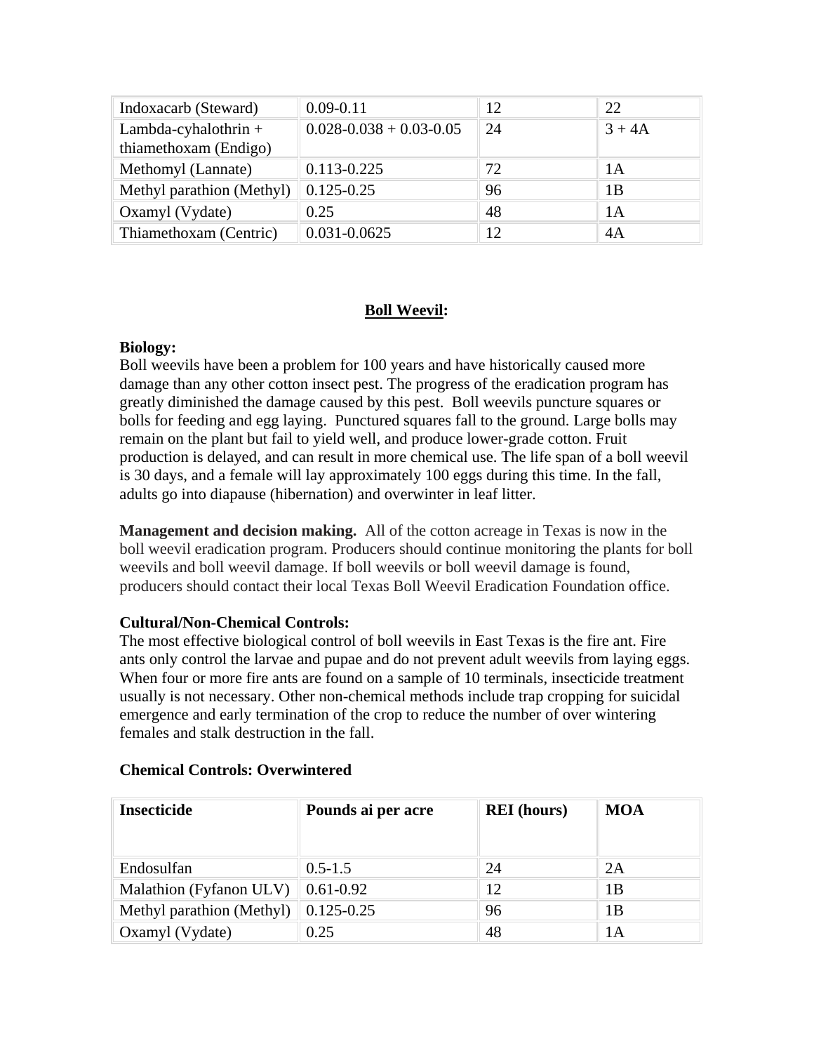| | | | |
|---|---|---|---|
| Indoxacarb (Steward) | 0.09-0.11 | 12 | 22 |
| Lambda-cyhalothrin + thiamethoxam (Endigo) | 0.028-0.038 + 0.03-0.05 | 24 | 3 + 4A |
| Methomyl (Lannate) | 0.113-0.225 | 72 | 1A |
| Methyl parathion (Methyl) | 0.125-0.25 | 96 | 1B |
| Oxamyl (Vydate) | 0.25 | 48 | 1A |
| Thiamethoxam (Centric) | 0.031-0.0625 | 12 | 4A |

## Boll Weevil:

**Biology:**
Boll weevils have been a problem for 100 years and have historically caused more damage than any other cotton insect pest. The progress of the eradication program has greatly diminished the damage caused by this pest. Boll weevils puncture squares or bolls for feeding and egg laying. Punctured squares fall to the ground. Large bolls may remain on the plant but fail to yield well, and produce lower-grade cotton. Fruit production is delayed, and can result in more chemical use. The life span of a boll weevil is 30 days, and a female will lay approximately 100 eggs during this time. In the fall, adults go into diapause (hibernation) and overwinter in leaf litter.

**Management and decision making.** All of the cotton acreage in Texas is now in the boll weevil eradication program. Producers should continue monitoring the plants for boll weevils and boll weevil damage. If boll weevils or boll weevil damage is found, producers should contact their local Texas Boll Weevil Eradication Foundation office.

**Cultural/Non-Chemical Controls:**
The most effective biological control of boll weevils in East Texas is the fire ant. Fire ants only control the larvae and pupae and do not prevent adult weevils from laying eggs. When four or more fire ants are found on a sample of 10 terminals, insecticide treatment usually is not necessary. Other non-chemical methods include trap cropping for suicidal emergence and early termination of the crop to reduce the number of over wintering females and stalk destruction in the fall.

**Chemical Controls: Overwintered**

| Insecticide | Pounds ai per acre | REI (hours) | MOA |
|---|---|---|---|
| Endosulfan | 0.5-1.5 | 24 | 2A |
| Malathion (Fyfanon ULV) | 0.61-0.92 | 12 | 1B |
| Methyl parathion (Methyl) | 0.125-0.25 | 96 | 1B |
| Oxamyl (Vydate) | 0.25 | 48 | 1A |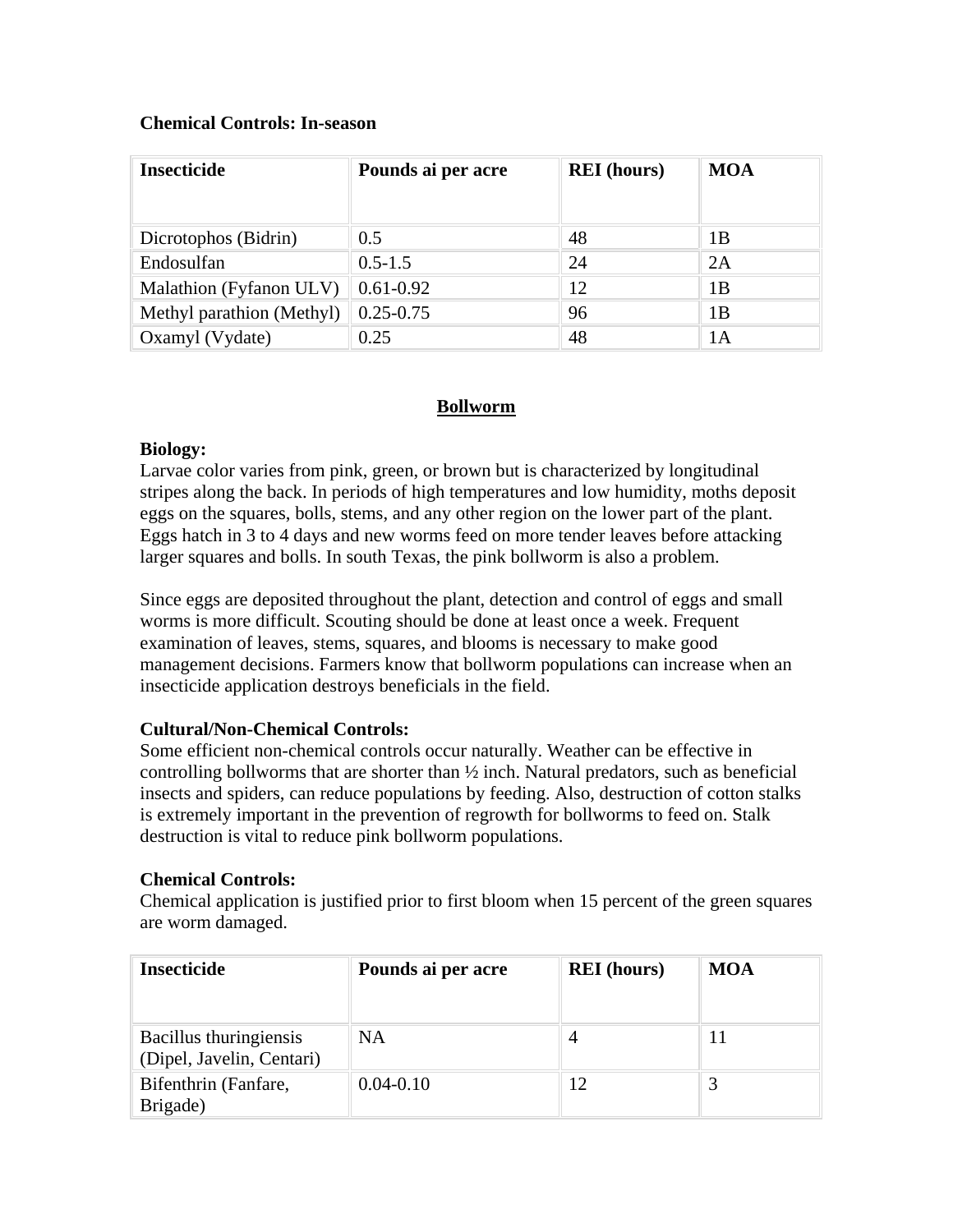**Chemical Controls: In-season**

| Insecticide | Pounds ai per acre | REI (hours) | MOA |
|---|---|---|---|
| Dicrotophos (Bidrin) | 0.5 | 48 | 1B |
| Endosulfan | 0.5-1.5 | 24 | 2A |
| Malathion (Fyfanon ULV) | 0.61-0.92 | 12 | 1B |
| Methyl parathion (Methyl) | 0.25-0.75 | 96 | 1B |
| Oxamyl (Vydate) | 0.25 | 48 | 1A |

## Bollworm

**Biology:**
Larvae color varies from pink, green, or brown but is characterized by longitudinal stripes along the back. In periods of high temperatures and low humidity, moths deposit eggs on the squares, bolls, stems, and any other region on the lower part of the plant. Eggs hatch in 3 to 4 days and new worms feed on more tender leaves before attacking larger squares and bolls. In south Texas, the pink bollworm is also a problem.

Since eggs are deposited throughout the plant, detection and control of eggs and small worms is more difficult. Scouting should be done at least once a week. Frequent examination of leaves, stems, squares, and blooms is necessary to make good management decisions. Farmers know that bollworm populations can increase when an insecticide application destroys beneficials in the field.

**Cultural/Non-Chemical Controls:**
Some efficient non-chemical controls occur naturally. Weather can be effective in controlling bollworms that are shorter than ½ inch. Natural predators, such as beneficial insects and spiders, can reduce populations by feeding. Also, destruction of cotton stalks is extremely important in the prevention of regrowth for bollworms to feed on. Stalk destruction is vital to reduce pink bollworm populations.

**Chemical Controls:**
Chemical application is justified prior to first bloom when 15 percent of the green squares are worm damaged.

| Insecticide | Pounds ai per acre | REI (hours) | MOA |
|---|---|---|---|
| Bacillus thuringiensis (Dipel, Javelin, Centari) | NA | 4 | 11 |
| Bifenthrin (Fanfare, Brigade) | 0.04-0.10 | 12 | 3 |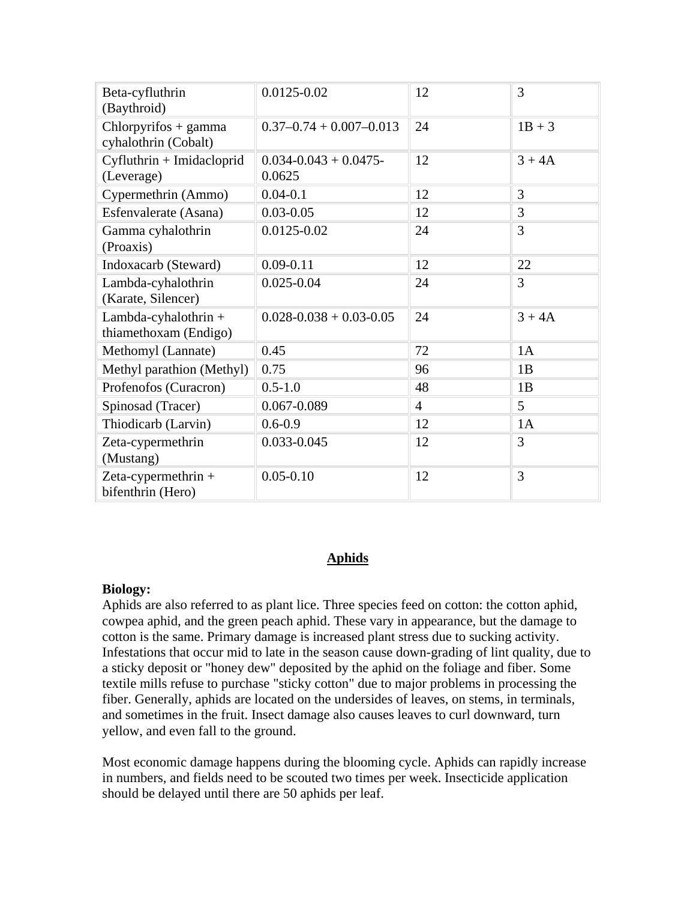| | | | |
|---|---|---|---|
| Beta-cyfluthrin (Baythroid) | 0.0125-0.02 | 12 | 3 |
| Chlorpyrifos + gamma cyhalothrin (Cobalt) | 0.37–0.74 + 0.007–0.013 | 24 | 1B + 3 |
| Cyfluthrin + Imidacloprid (Leverage) | 0.034-0.043 + 0.0475-0.0625 | 12 | 3 + 4A |
| Cypermethrin (Ammo) | 0.04-0.1 | 12 | 3 |
| Esfenvalerate (Asana) | 0.03-0.05 | 12 | 3 |
| Gamma cyhalothrin (Proaxis) | 0.0125-0.02 | 24 | 3 |
| Indoxacarb (Steward) | 0.09-0.11 | 12 | 22 |
| Lambda-cyhalothrin (Karate, Silencer) | 0.025-0.04 | 24 | 3 |
| Lambda-cyhalothrin + thiamethoxam (Endigo) | 0.028-0.038 + 0.03-0.05 | 24 | 3 + 4A |
| Methomyl (Lannate) | 0.45 | 72 | 1A |
| Methyl parathion (Methyl) | 0.75 | 96 | 1B |
| Profenofos (Curacron) | 0.5-1.0 | 48 | 1B |
| Spinosad (Tracer) | 0.067-0.089 | 4 | 5 |
| Thiodicarb (Larvin) | 0.6-0.9 | 12 | 1A |
| Zeta-cypermethrin (Mustang) | 0.033-0.045 | 12 | 3 |
| Zeta-cypermethrin + bifenthrin (Hero) | 0.05-0.10 | 12 | 3 |

## Aphids

**Biology:**
Aphids are also referred to as plant lice. Three species feed on cotton: the cotton aphid, cowpea aphid, and the green peach aphid. These vary in appearance, but the damage to cotton is the same. Primary damage is increased plant stress due to sucking activity. Infestations that occur mid to late in the season cause down-grading of lint quality, due to a sticky deposit or "honey dew" deposited by the aphid on the foliage and fiber. Some textile mills refuse to purchase "sticky cotton" due to major problems in processing the fiber. Generally, aphids are located on the undersides of leaves, on stems, in terminals, and sometimes in the fruit. Insect damage also causes leaves to curl downward, turn yellow, and even fall to the ground.

Most economic damage happens during the blooming cycle. Aphids can rapidly increase in numbers, and fields need to be scouted two times per week. Insecticide application should be delayed until there are 50 aphids per leaf.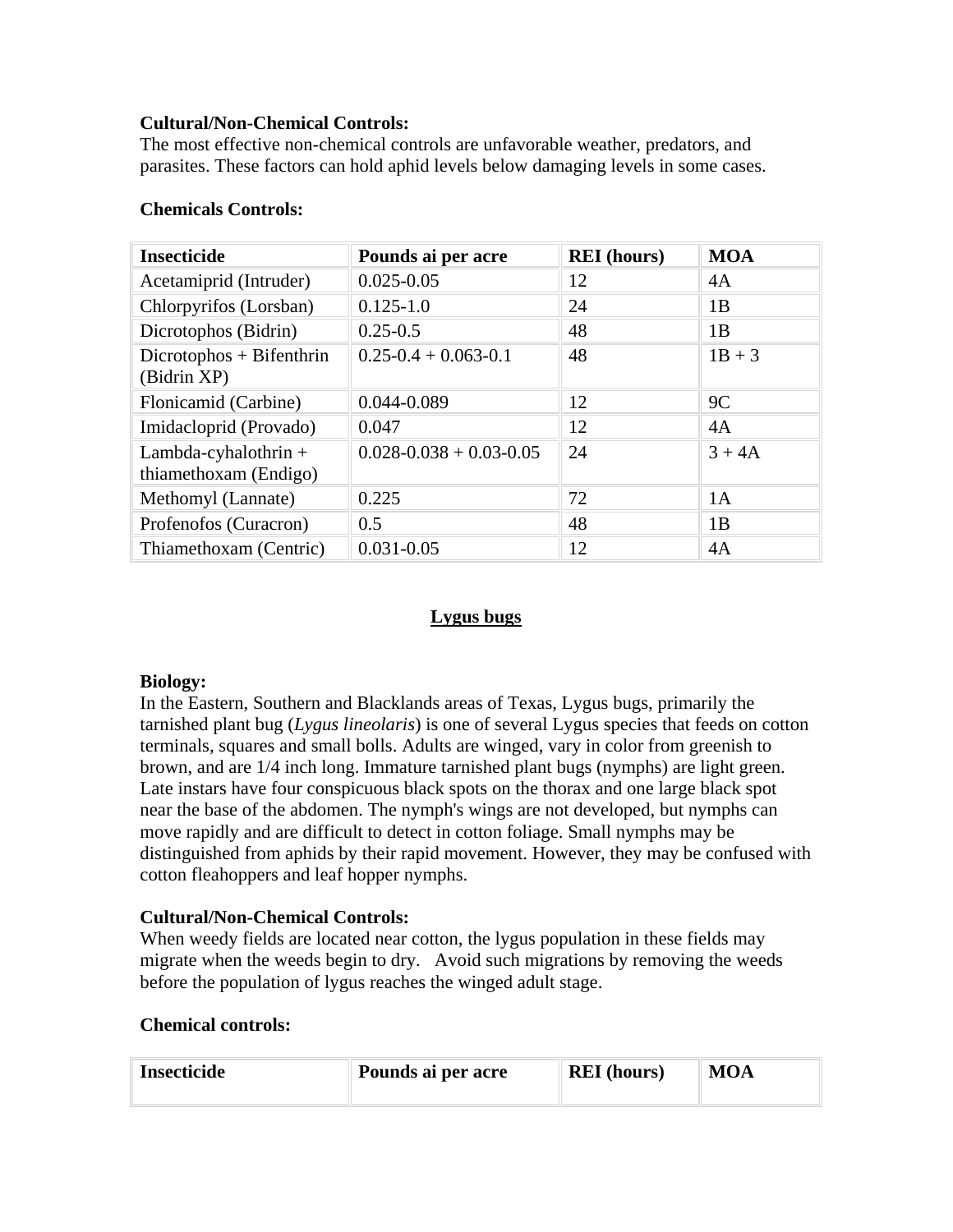**Cultural/Non-Chemical Controls:**
The most effective non-chemical controls are unfavorable weather, predators, and parasites. These factors can hold aphid levels below damaging levels in some cases.

**Chemicals Controls:**

| **Insecticide** | **Pounds ai per acre** | **REI (hours)** | **MOA** |
|---|---|---|---|
| Acetamiprid (Intruder) | 0.025-0.05 | 12 | 4A |
| Chlorpyrifos (Lorsban) | 0.125-1.0 | 24 | 1B |
| Dicrotophos (Bidrin) | 0.25-0.5 | 48 | 1B |
| Dicrotophos + Bifenthrin (Bidrin XP) | 0.25-0.4 + 0.063-0.1 | 48 | 1B + 3 |
| Flonicamid (Carbine) | 0.044-0.089 | 12 | 9C |
| Imidacloprid (Provado) | 0.047 | 12 | 4A |
| Lambda-cyhalothrin + thiamethoxam (Endigo) | 0.028-0.038 + 0.03-0.05 | 24 | 3 + 4A |
| Methomyl (Lannate) | 0.225 | 72 | 1A |
| Profenofos (Curacron) | 0.5 | 48 | 1B |
| Thiamethoxam (Centric) | 0.031-0.05 | 12 | 4A |

## Lygus bugs

**Biology:**
In the Eastern, Southern and Blacklands areas of Texas, Lygus bugs, primarily the tarnished plant bug (*Lygus lineolaris*) is one of several Lygus species that feeds on cotton terminals, squares and small bolls. Adults are winged, vary in color from greenish to brown, and are 1/4 inch long. Immature tarnished plant bugs (nymphs) are light green. Late instars have four conspicuous black spots on the thorax and one large black spot near the base of the abdomen. The nymph's wings are not developed, but nymphs can move rapidly and are difficult to detect in cotton foliage. Small nymphs may be distinguished from aphids by their rapid movement. However, they may be confused with cotton fleahoppers and leaf hopper nymphs.

**Cultural/Non-Chemical Controls:**
When weedy fields are located near cotton, the lygus population in these fields may migrate when the weeds begin to dry. Avoid such migrations by removing the weeds before the population of lygus reaches the winged adult stage.

**Chemical controls:**

| **Insecticide** | **Pounds ai per acre** | **REI (hours)** | **MOA** |
|---|---|---|---|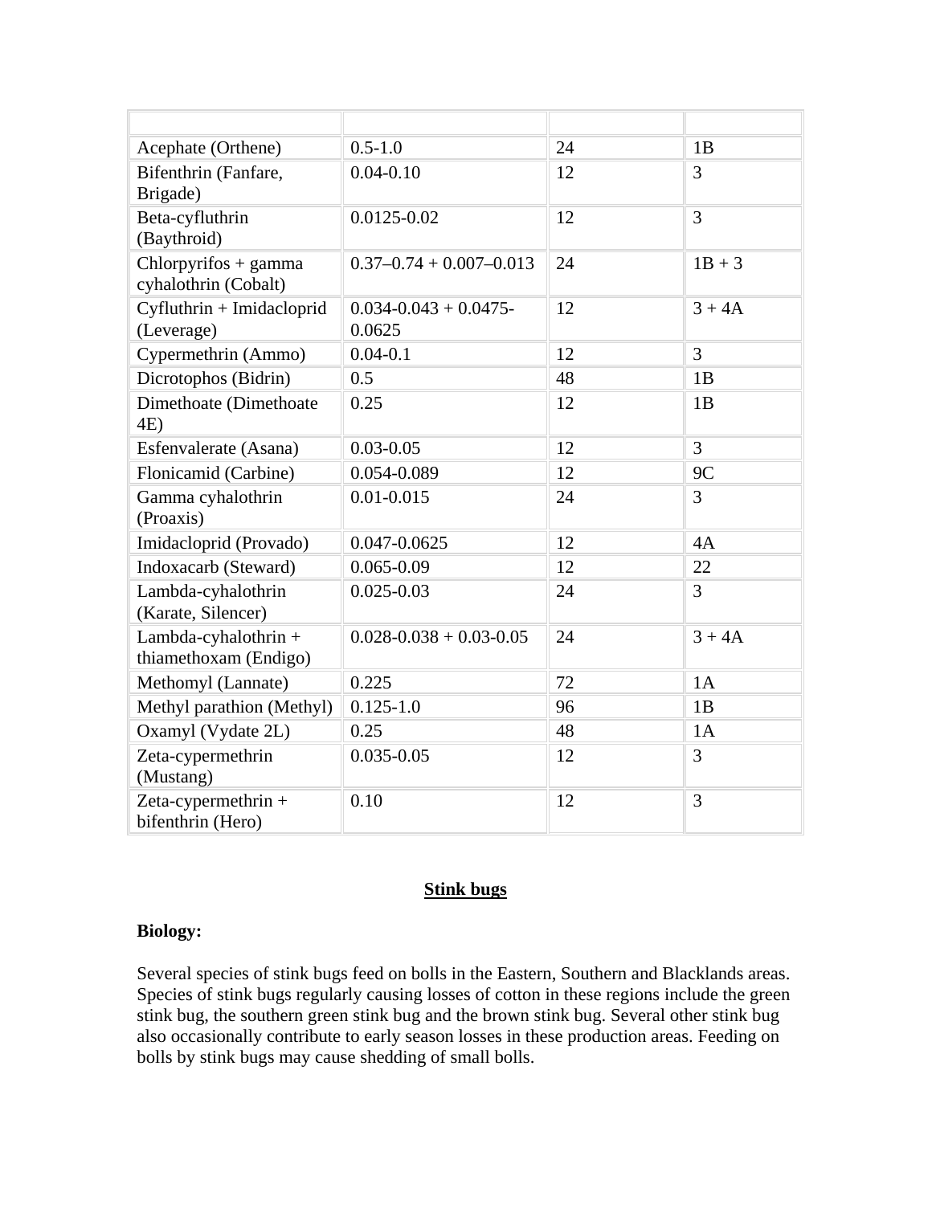| | | | |
|---|---|---|---|
| Acephate (Orthene) | 0.5-1.0 | 24 | 1B |
| Bifenthrin (Fanfare, Brigade) | 0.04-0.10 | 12 | 3 |
| Beta-cyfluthrin (Baythroid) | 0.0125-0.02 | 12 | 3 |
| Chlorpyrifos + gamma cyhalothrin (Cobalt) | 0.37–0.74 + 0.007–0.013 | 24 | 1B + 3 |
| Cyfluthrin + Imidacloprid (Leverage) | 0.034-0.043 + 0.0475-0.0625 | 12 | 3 + 4A |
| Cypermethrin (Ammo) | 0.04-0.1 | 12 | 3 |
| Dicrotophos (Bidrin) | 0.5 | 48 | 1B |
| Dimethoate (Dimethoate 4E) | 0.25 | 12 | 1B |
| Esfenvalerate (Asana) | 0.03-0.05 | 12 | 3 |
| Flonicamid (Carbine) | 0.054-0.089 | 12 | 9C |
| Gamma cyhalothrin (Proaxis) | 0.01-0.015 | 24 | 3 |
| Imidacloprid (Provado) | 0.047-0.0625 | 12 | 4A |
| Indoxacarb (Steward) | 0.065-0.09 | 12 | 22 |
| Lambda-cyhalothrin (Karate, Silencer) | 0.025-0.03 | 24 | 3 |
| Lambda-cyhalothrin + thiamethoxam (Endigo) | 0.028-0.038 + 0.03-0.05 | 24 | 3 + 4A |
| Methomyl (Lannate) | 0.225 | 72 | 1A |
| Methyl parathion (Methyl) | 0.125-1.0 | 96 | 1B |
| Oxamyl (Vydate 2L) | 0.25 | 48 | 1A |
| Zeta-cypermethrin (Mustang) | 0.035-0.05 | 12 | 3 |
| Zeta-cypermethrin + bifenthrin (Hero) | 0.10 | 12 | 3 |

## Stink bugs

**Biology:**

Several species of stink bugs feed on bolls in the Eastern, Southern and Blacklands areas. Species of stink bugs regularly causing losses of cotton in these regions include the green stink bug, the southern green stink bug and the brown stink bug. Several other stink bug also occasionally contribute to early season losses in these production areas. Feeding on bolls by stink bugs may cause shedding of small bolls.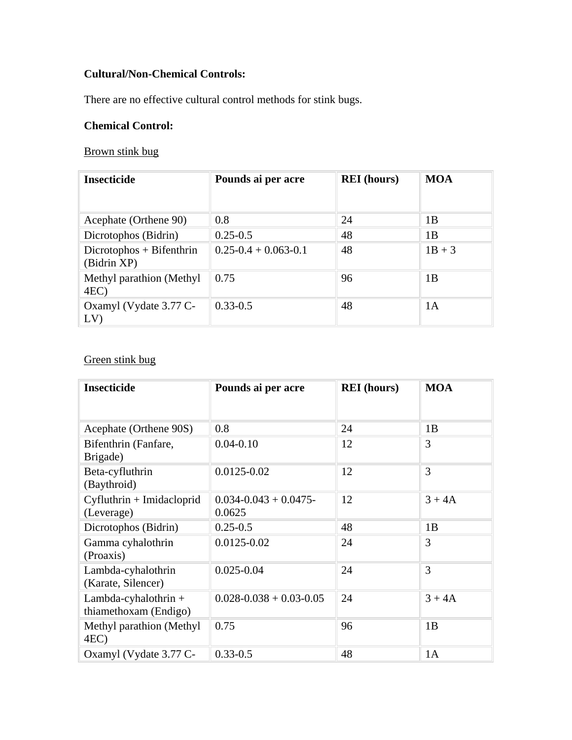**Cultural/Non-Chemical Controls:**

There are no effective cultural control methods for stink bugs.

**Chemical Control:**

Brown stink bug

| Insecticide | Pounds ai per acre | REI (hours) | MOA |
|---|---|---|---|
| Acephate (Orthene 90) | 0.8 | 24 | 1B |
| Dicrotophos (Bidrin) | 0.25-0.5 | 48 | 1B |
| Dicrotophos + Bifenthrin (Bidrin XP) | 0.25-0.4 + 0.063-0.1 | 48 | 1B + 3 |
| Methyl parathion (Methyl 4EC) | 0.75 | 96 | 1B |
| Oxamyl (Vydate 3.77 C-LV) | 0.33-0.5 | 48 | 1A |

Green stink bug

| Insecticide | Pounds ai per acre | REI (hours) | MOA |
|---|---|---|---|
| Acephate (Orthene 90S) | 0.8 | 24 | 1B |
| Bifenthrin (Fanfare, Brigade) | 0.04-0.10 | 12 | 3 |
| Beta-cyfluthrin (Baythroid) | 0.0125-0.02 | 12 | 3 |
| Cyfluthrin + Imidacloprid (Leverage) | 0.034-0.043 + 0.0475-0.0625 | 12 | 3 + 4A |
| Dicrotophos (Bidrin) | 0.25-0.5 | 48 | 1B |
| Gamma cyhalothrin (Proaxis) | 0.0125-0.02 | 24 | 3 |
| Lambda-cyhalothrin (Karate, Silencer) | 0.025-0.04 | 24 | 3 |
| Lambda-cyhalothrin + thiamethoxam (Endigo) | 0.028-0.038 + 0.03-0.05 | 24 | 3 + 4A |
| Methyl parathion (Methyl 4EC) | 0.75 | 96 | 1B |
| Oxamyl (Vydate 3.77 C- | 0.33-0.5 | 48 | 1A |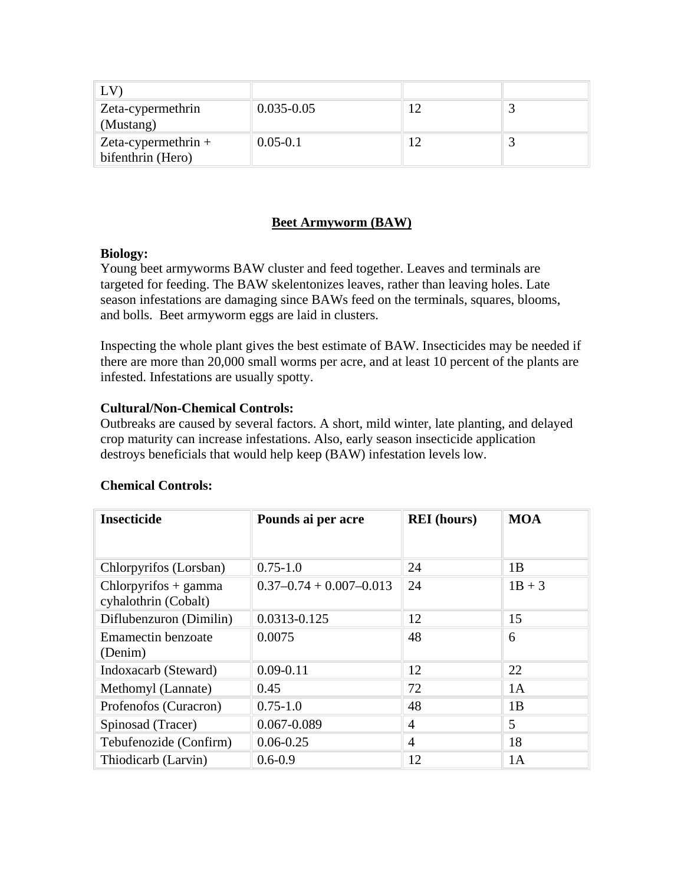| LV) | | | |
|---|---|---|---|
| Zeta-cypermethrin (Mustang) | 0.035-0.05 | 12 | 3 |
| Zeta-cypermethrin + bifenthrin (Hero) | 0.05-0.1 | 12 | 3 |

## Beet Armyworm (BAW)

**Biology:**
Young beet armyworms BAW cluster and feed together. Leaves and terminals are targeted for feeding. The BAW skelentonizes leaves, rather than leaving holes. Late season infestations are damaging since BAWs feed on the terminals, squares, blooms, and bolls. Beet armyworm eggs are laid in clusters.

Inspecting the whole plant gives the best estimate of BAW. Insecticides may be needed if there are more than 20,000 small worms per acre, and at least 10 percent of the plants are infested. Infestations are usually spotty.

**Cultural/Non-Chemical Controls:**
Outbreaks are caused by several factors. A short, mild winter, late planting, and delayed crop maturity can increase infestations. Also, early season insecticide application destroys beneficials that would help keep (BAW) infestation levels low.

**Chemical Controls:**

| Insecticide | Pounds ai per acre | REI (hours) | MOA |
|---|---|---|---|
| Chlorpyrifos (Lorsban) | 0.75-1.0 | 24 | 1B |
| Chlorpyrifos + gamma cyhalothrin (Cobalt) | 0.37–0.74 + 0.007–0.013 | 24 | 1B + 3 |
| Diflubenzuron (Dimilin) | 0.0313-0.125 | 12 | 15 |
| Emamectin benzoate (Denim) | 0.0075 | 48 | 6 |
| Indoxacarb (Steward) | 0.09-0.11 | 12 | 22 |
| Methomyl (Lannate) | 0.45 | 72 | 1A |
| Profenofos (Curacron) | 0.75-1.0 | 48 | 1B |
| Spinosad (Tracer) | 0.067-0.089 | 4 | 5 |
| Tebufenozide (Confirm) | 0.06-0.25 | 4 | 18 |
| Thiodicarb (Larvin) | 0.6-0.9 | 12 | 1A |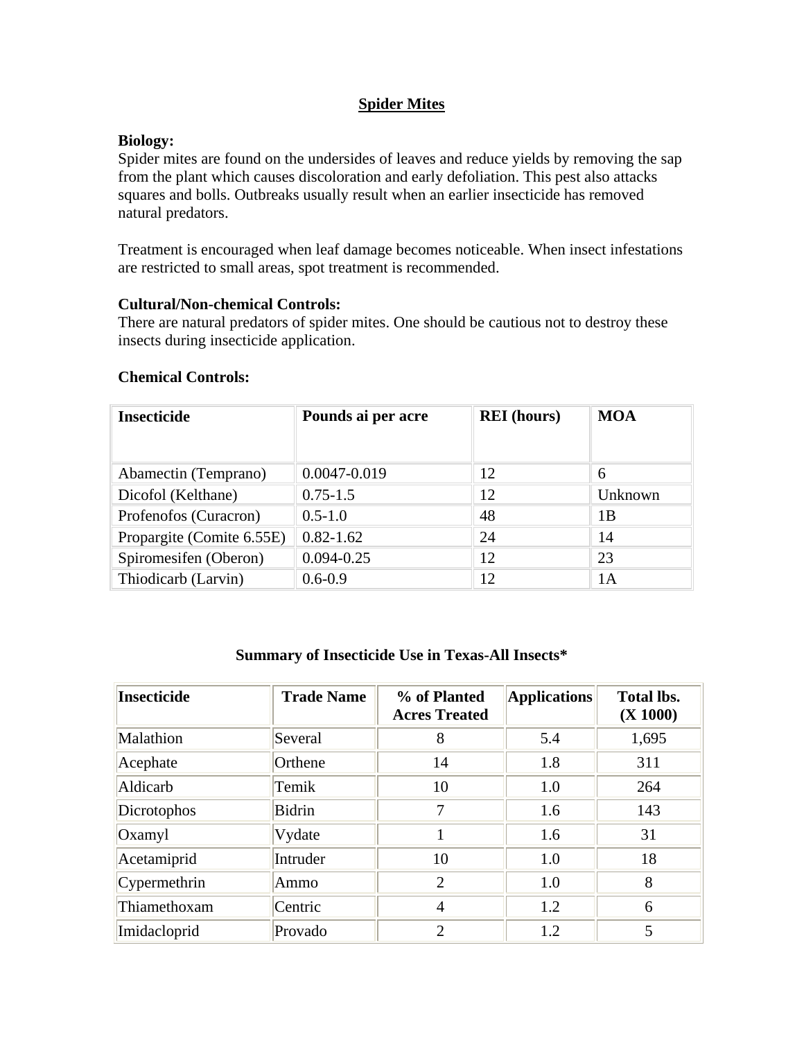## Spider Mites

**Biology:**
Spider mites are found on the undersides of leaves and reduce yields by removing the sap from the plant which causes discoloration and early defoliation. This pest also attacks squares and bolls. Outbreaks usually result when an earlier insecticide has removed natural predators.

Treatment is encouraged when leaf damage becomes noticeable. When insect infestations are restricted to small areas, spot treatment is recommended.

**Cultural/Non-chemical Controls:**
There are natural predators of spider mites. One should be cautious not to destroy these insects during insecticide application.

**Chemical Controls:**

| Insecticide | Pounds ai per acre | REI (hours) | MOA |
|---|---|---|---|
| Abamectin (Temprano) | 0.0047-0.019 | 12 | 6 |
| Dicofol (Kelthane) | 0.75-1.5 | 12 | Unknown |
| Profenofos (Curacron) | 0.5-1.0 | 48 | 1B |
| Propargite (Comite 6.55E) | 0.82-1.62 | 24 | 14 |
| Spiromesifen (Oberon) | 0.094-0.25 | 12 | 23 |
| Thiodicarb (Larvin) | 0.6-0.9 | 12 | 1A |

### Summary of Insecticide Use in Texas-All Insects*

| Insecticide | Trade Name | % of Planted Acres Treated | Applications | Total lbs. (X 1000) |
|---|---|---|---|---|
| Malathion | Several | 8 | 5.4 | 1,695 |
| Acephate | Orthene | 14 | 1.8 | 311 |
| Aldicarb | Temik | 10 | 1.0 | 264 |
| Dicrotophos | Bidrin | 7 | 1.6 | 143 |
| Oxamyl | Vydate | 1 | 1.6 | 31 |
| Acetamiprid | Intruder | 10 | 1.0 | 18 |
| Cypermethrin | Ammo | 2 | 1.0 | 8 |
| Thiamethoxam | Centric | 4 | 1.2 | 6 |
| Imidacloprid | Provado | 2 | 1.2 | 5 |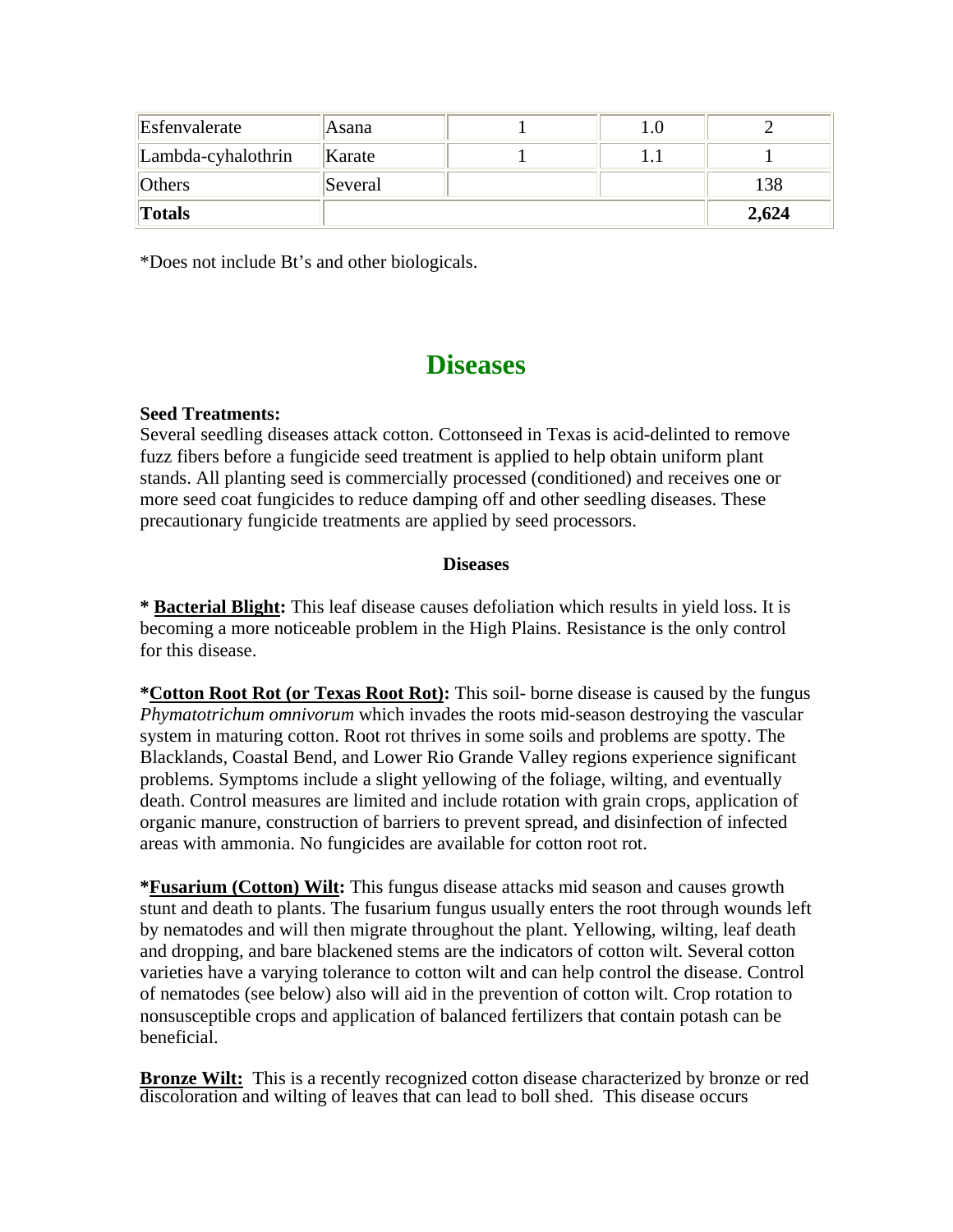| Esfenvalerate | Asana | 1 | 1.0 | 2 |
|---|---|---|---|---|
| Lambda-cyhalothrin | Karate | 1 | 1.1 | 1 |
| Others | Several | | | 138 |
| **Totals** | | | | **2,624** |

*Does not include Bt's and other biologicals.

# Diseases

**Seed Treatments:**
Several seedling diseases attack cotton. Cottonseed in Texas is acid-delinted to remove fuzz fibers before a fungicide seed treatment is applied to help obtain uniform plant stands. All planting seed is commercially processed (conditioned) and receives one or more seed coat fungicides to reduce damping off and other seedling diseases. These precautionary fungicide treatments are applied by seed processors.

**Diseases**

**\* <u>Bacterial Blight</u>:** This leaf disease causes defoliation which results in yield loss. It is becoming a more noticeable problem in the High Plains. Resistance is the only control for this disease.

**\*<u>Cotton Root Rot (or Texas Root Rot)</u>:** This soil- borne disease is caused by the fungus *Phymatotrichum omnivorum* which invades the roots mid-season destroying the vascular system in maturing cotton. Root rot thrives in some soils and problems are spotty. The Blacklands, Coastal Bend, and Lower Rio Grande Valley regions experience significant problems. Symptoms include a slight yellowing of the foliage, wilting, and eventually death. Control measures are limited and include rotation with grain crops, application of organic manure, construction of barriers to prevent spread, and disinfection of infected areas with ammonia. No fungicides are available for cotton root rot.

**\*<u>Fusarium (Cotton) Wilt</u>:** This fungus disease attacks mid season and causes growth stunt and death to plants. The fusarium fungus usually enters the root through wounds left by nematodes and will then migrate throughout the plant. Yellowing, wilting, leaf death and dropping, and bare blackened stems are the indicators of cotton wilt. Several cotton varieties have a varying tolerance to cotton wilt and can help control the disease. Control of nematodes (see below) also will aid in the prevention of cotton wilt. Crop rotation to nonsusceptible crops and application of balanced fertilizers that contain potash can be beneficial.

**<u>Bronze Wilt:</u>** This is a recently recognized cotton disease characterized by bronze or red discoloration and wilting of leaves that can lead to boll shed. This disease occurs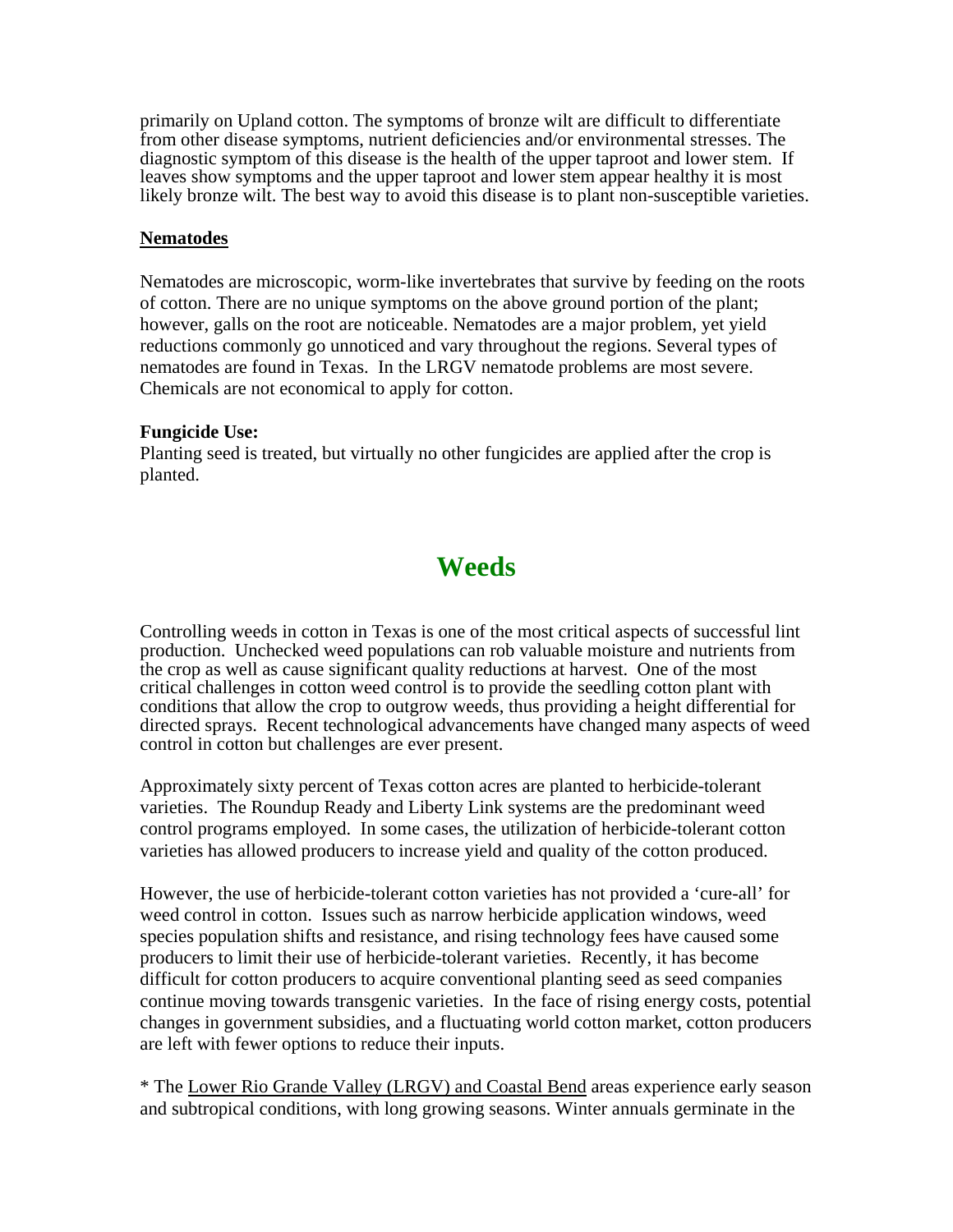primarily on Upland cotton. The symptoms of bronze wilt are difficult to differentiate from other disease symptoms, nutrient deficiencies and/or environmental stresses. The diagnostic symptom of this disease is the health of the upper taproot and lower stem. If leaves show symptoms and the upper taproot and lower stem appear healthy it is most likely bronze wilt. The best way to avoid this disease is to plant non-susceptible varieties.

### Nematodes

Nematodes are microscopic, worm-like invertebrates that survive by feeding on the roots of cotton. There are no unique symptoms on the above ground portion of the plant; however, galls on the root are noticeable. Nematodes are a major problem, yet yield reductions commonly go unnoticed and vary throughout the regions. Several types of nematodes are found in Texas. In the LRGV nematode problems are most severe. Chemicals are not economical to apply for cotton.

**Fungicide Use:**
Planting seed is treated, but virtually no other fungicides are applied after the crop is planted.

# Weeds

Controlling weeds in cotton in Texas is one of the most critical aspects of successful lint production. Unchecked weed populations can rob valuable moisture and nutrients from the crop as well as cause significant quality reductions at harvest. One of the most critical challenges in cotton weed control is to provide the seedling cotton plant with conditions that allow the crop to outgrow weeds, thus providing a height differential for directed sprays. Recent technological advancements have changed many aspects of weed control in cotton but challenges are ever present.

Approximately sixty percent of Texas cotton acres are planted to herbicide-tolerant varieties. The Roundup Ready and Liberty Link systems are the predominant weed control programs employed. In some cases, the utilization of herbicide-tolerant cotton varieties has allowed producers to increase yield and quality of the cotton produced.

However, the use of herbicide-tolerant cotton varieties has not provided a 'cure-all' for weed control in cotton. Issues such as narrow herbicide application windows, weed species population shifts and resistance, and rising technology fees have caused some producers to limit their use of herbicide-tolerant varieties. Recently, it has become difficult for cotton producers to acquire conventional planting seed as seed companies continue moving towards transgenic varieties. In the face of rising energy costs, potential changes in government subsidies, and a fluctuating world cotton market, cotton producers are left with fewer options to reduce their inputs.

* The Lower Rio Grande Valley (LRGV) and Coastal Bend areas experience early season and subtropical conditions, with long growing seasons. Winter annuals germinate in the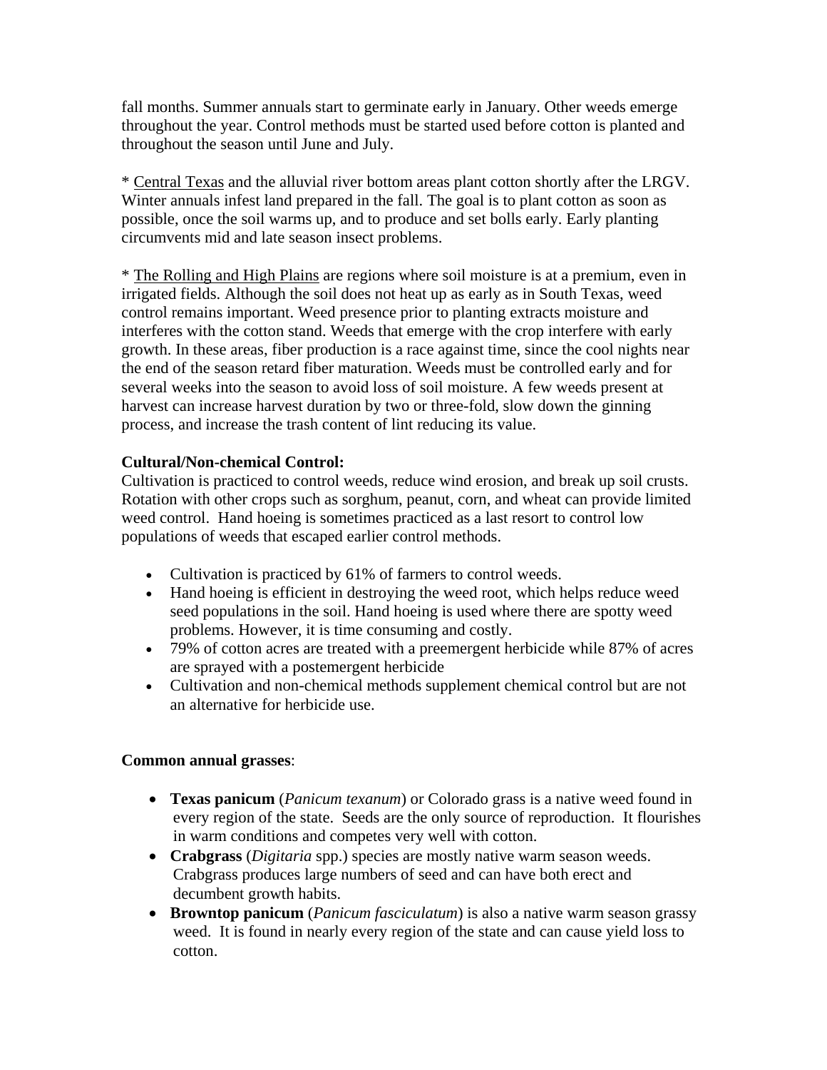fall months. Summer annuals start to germinate early in January. Other weeds emerge throughout the year. Control methods must be started used before cotton is planted and throughout the season until June and July.

* Central Texas and the alluvial river bottom areas plant cotton shortly after the LRGV. Winter annuals infest land prepared in the fall. The goal is to plant cotton as soon as possible, once the soil warms up, and to produce and set bolls early. Early planting circumvents mid and late season insect problems.

* The Rolling and High Plains are regions where soil moisture is at a premium, even in irrigated fields. Although the soil does not heat up as early as in South Texas, weed control remains important. Weed presence prior to planting extracts moisture and interferes with the cotton stand. Weeds that emerge with the crop interfere with early growth. In these areas, fiber production is a race against time, since the cool nights near the end of the season retard fiber maturation. Weeds must be controlled early and for several weeks into the season to avoid loss of soil moisture. A few weeds present at harvest can increase harvest duration by two or three-fold, slow down the ginning process, and increase the trash content of lint reducing its value.

**Cultural/Non-chemical Control:**
Cultivation is practiced to control weeds, reduce wind erosion, and break up soil crusts. Rotation with other crops such as sorghum, peanut, corn, and wheat can provide limited weed control. Hand hoeing is sometimes practiced as a last resort to control low populations of weeds that escaped earlier control methods.

- Cultivation is practiced by 61% of farmers to control weeds.
- Hand hoeing is efficient in destroying the weed root, which helps reduce weed seed populations in the soil. Hand hoeing is used where there are spotty weed problems. However, it is time consuming and costly.
- 79% of cotton acres are treated with a preemergent herbicide while 87% of acres are sprayed with a postemergent herbicide
- Cultivation and non-chemical methods supplement chemical control but are not an alternative for herbicide use.

**Common annual grasses**:

- **Texas panicum** (*Panicum texanum*) or Colorado grass is a native weed found in every region of the state. Seeds are the only source of reproduction. It flourishes in warm conditions and competes very well with cotton.
- **Crabgrass** (*Digitaria* spp.) species are mostly native warm season weeds. Crabgrass produces large numbers of seed and can have both erect and decumbent growth habits.
- **Browntop panicum** (*Panicum fasciculatum*) is also a native warm season grassy weed. It is found in nearly every region of the state and can cause yield loss to cotton.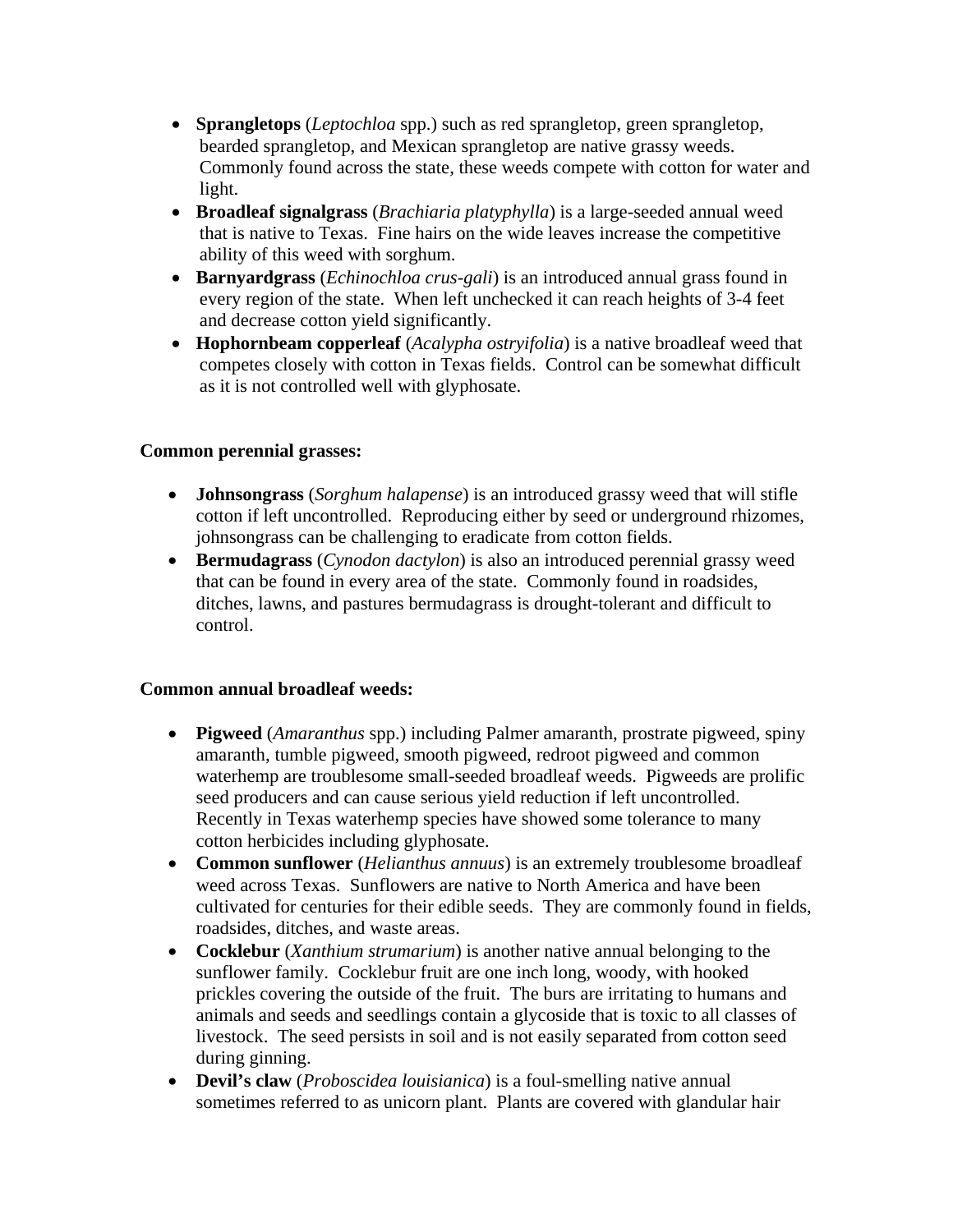- **Sprangletops** (*Leptochloa* spp.) such as red sprangletop, green sprangletop, bearded sprangletop, and Mexican sprangletop are native grassy weeds. Commonly found across the state, these weeds compete with cotton for water and light.
- **Broadleaf signalgrass** (*Brachiaria platyphylla*) is a large-seeded annual weed that is native to Texas. Fine hairs on the wide leaves increase the competitive ability of this weed with sorghum.
- **Barnyardgrass** (*Echinochloa crus-gali*) is an introduced annual grass found in every region of the state. When left unchecked it can reach heights of 3-4 feet and decrease cotton yield significantly.
- **Hophornbeam copperleaf** (*Acalypha ostryifolia*) is a native broadleaf weed that competes closely with cotton in Texas fields. Control can be somewhat difficult as it is not controlled well with glyphosate.

**Common perennial grasses:**

- **Johnsongrass** (*Sorghum halapense*) is an introduced grassy weed that will stifle cotton if left uncontrolled. Reproducing either by seed or underground rhizomes, johnsongrass can be challenging to eradicate from cotton fields.
- **Bermudagrass** (*Cynodon dactylon*) is also an introduced perennial grassy weed that can be found in every area of the state. Commonly found in roadsides, ditches, lawns, and pastures bermudagrass is drought-tolerant and difficult to control.

**Common annual broadleaf weeds:**

- **Pigweed** (*Amaranthus* spp.) including Palmer amaranth, prostrate pigweed, spiny amaranth, tumble pigweed, smooth pigweed, redroot pigweed and common waterhemp are troublesome small-seeded broadleaf weeds. Pigweeds are prolific seed producers and can cause serious yield reduction if left uncontrolled. Recently in Texas waterhemp species have showed some tolerance to many cotton herbicides including glyphosate.
- **Common sunflower** (*Helianthus annuus*) is an extremely troublesome broadleaf weed across Texas. Sunflowers are native to North America and have been cultivated for centuries for their edible seeds. They are commonly found in fields, roadsides, ditches, and waste areas.
- **Cocklebur** (*Xanthium strumarium*) is another native annual belonging to the sunflower family. Cocklebur fruit are one inch long, woody, with hooked prickles covering the outside of the fruit. The burs are irritating to humans and animals and seeds and seedlings contain a glycoside that is toxic to all classes of livestock. The seed persists in soil and is not easily separated from cotton seed during ginning.
- **Devil's claw** (*Proboscidea louisianica*) is a foul-smelling native annual sometimes referred to as unicorn plant. Plants are covered with glandular hair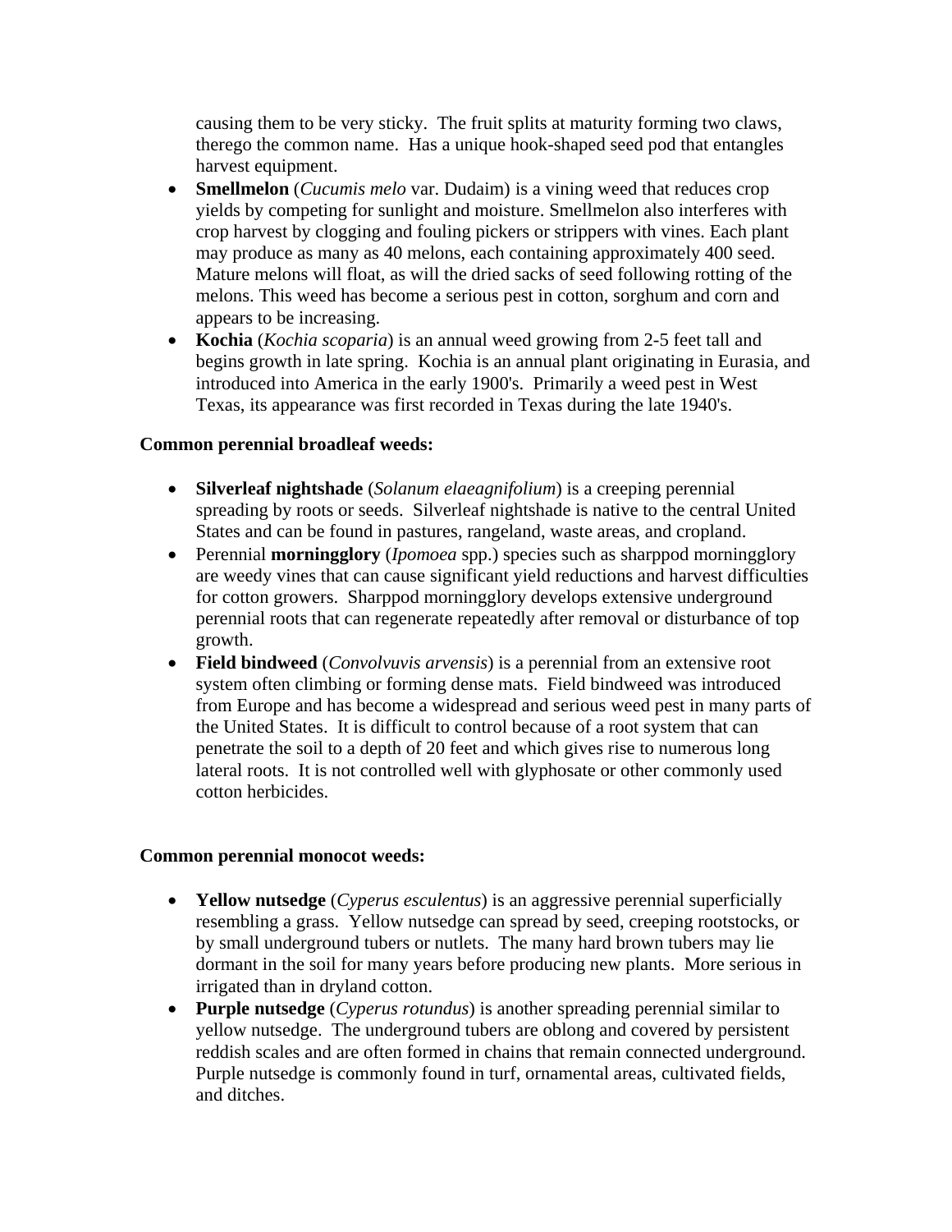causing them to be very sticky. The fruit splits at maturity forming two claws, therego the common name. Has a unique hook-shaped seed pod that entangles harvest equipment.

- **Smellmelon** (*Cucumis melo* var. Dudaim) is a vining weed that reduces crop yields by competing for sunlight and moisture. Smellmelon also interferes with crop harvest by clogging and fouling pickers or strippers with vines. Each plant may produce as many as 40 melons, each containing approximately 400 seed. Mature melons will float, as will the dried sacks of seed following rotting of the melons. This weed has become a serious pest in cotton, sorghum and corn and appears to be increasing.
- **Kochia** (*Kochia scoparia*) is an annual weed growing from 2-5 feet tall and begins growth in late spring. Kochia is an annual plant originating in Eurasia, and introduced into America in the early 1900's. Primarily a weed pest in West Texas, its appearance was first recorded in Texas during the late 1940's.

**Common perennial broadleaf weeds:**

- **Silverleaf nightshade** (*Solanum elaeagnifolium*) is a creeping perennial spreading by roots or seeds. Silverleaf nightshade is native to the central United States and can be found in pastures, rangeland, waste areas, and cropland.
- Perennial **morningglory** (*Ipomoea* spp.) species such as sharppod morningglory are weedy vines that can cause significant yield reductions and harvest difficulties for cotton growers. Sharppod morningglory develops extensive underground perennial roots that can regenerate repeatedly after removal or disturbance of top growth.
- **Field bindweed** (*Convolvuvis arvensis*) is a perennial from an extensive root system often climbing or forming dense mats. Field bindweed was introduced from Europe and has become a widespread and serious weed pest in many parts of the United States. It is difficult to control because of a root system that can penetrate the soil to a depth of 20 feet and which gives rise to numerous long lateral roots. It is not controlled well with glyphosate or other commonly used cotton herbicides.

**Common perennial monocot weeds:**

- **Yellow nutsedge** (*Cyperus esculentus*) is an aggressive perennial superficially resembling a grass. Yellow nutsedge can spread by seed, creeping rootstocks, or by small underground tubers or nutlets. The many hard brown tubers may lie dormant in the soil for many years before producing new plants. More serious in irrigated than in dryland cotton.
- **Purple nutsedge** (*Cyperus rotundus*) is another spreading perennial similar to yellow nutsedge. The underground tubers are oblong and covered by persistent reddish scales and are often formed in chains that remain connected underground. Purple nutsedge is commonly found in turf, ornamental areas, cultivated fields, and ditches.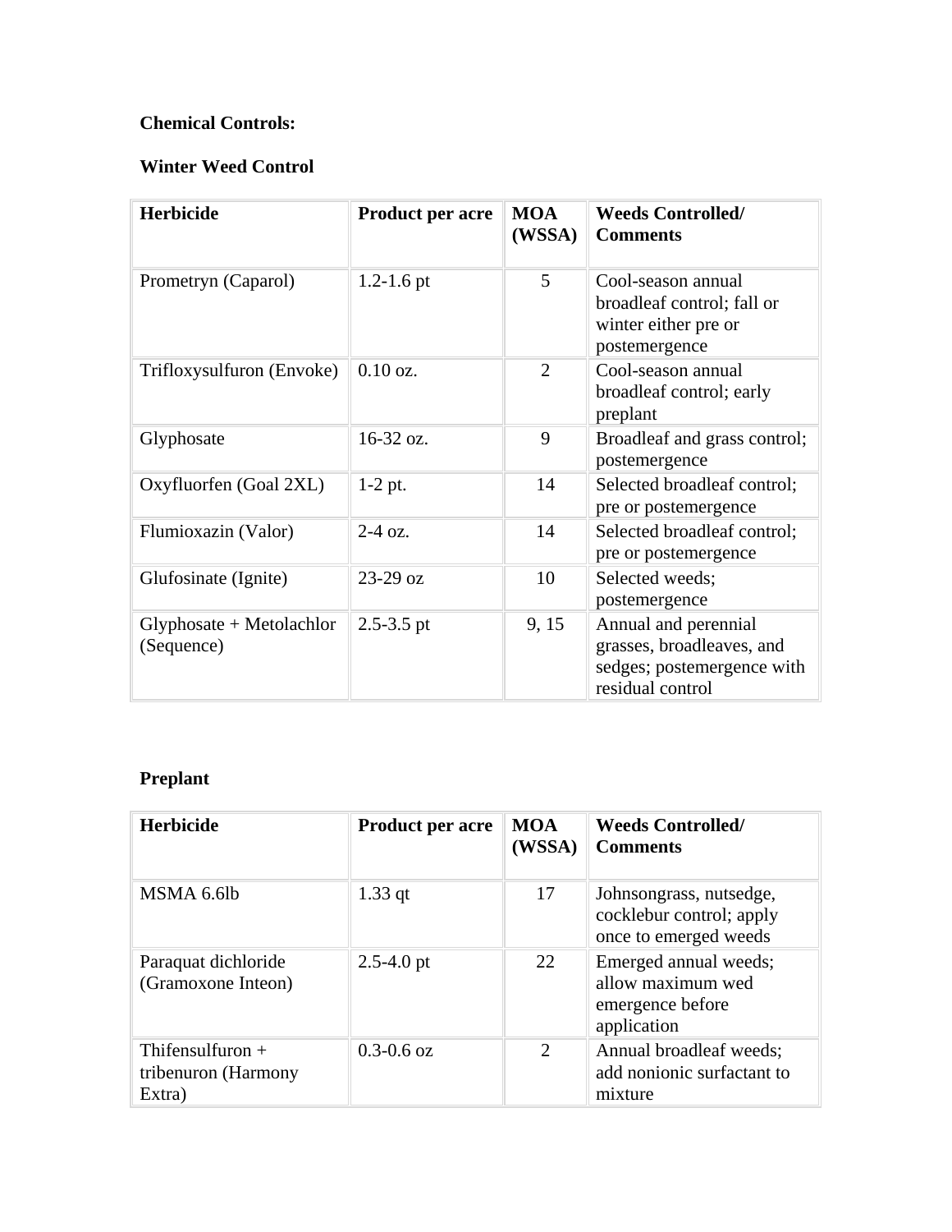**Chemical Controls:**

**Winter Weed Control**

| Herbicide | Product per acre | MOA (WSSA) | Weeds Controlled/ Comments |
|---|---|---|---|
| Prometryn (Caparol) | 1.2-1.6 pt | 5 | Cool-season annual broadleaf control; fall or winter either pre or postemergence |
| Trifloxysulfuron (Envoke) | 0.10 oz. | 2 | Cool-season annual broadleaf control; early preplant |
| Glyphosate | 16-32 oz. | 9 | Broadleaf and grass control; postemergence |
| Oxyfluorfen (Goal 2XL) | 1-2 pt. | 14 | Selected broadleaf control; pre or postemergence |
| Flumioxazin (Valor) | 2-4 oz. | 14 | Selected broadleaf control; pre or postemergence |
| Glufosinate (Ignite) | 23-29 oz | 10 | Selected weeds; postemergence |
| Glyphosate + Metolachlor (Sequence) | 2.5-3.5 pt | 9, 15 | Annual and perennial grasses, broadleaves, and sedges; postemergence with residual control |

**Preplant**

| Herbicide | Product per acre | MOA (WSSA) | Weeds Controlled/ Comments |
|---|---|---|---|
| MSMA 6.6lb | 1.33 qt | 17 | Johnsongrass, nutsedge, cocklebur control; apply once to emerged weeds |
| Paraquat dichloride (Gramoxone Inteon) | 2.5-4.0 pt | 22 | Emerged annual weeds; allow maximum wed emergence before application |
| Thifensulfuron + tribenuron (Harmony Extra) | 0.3-0.6 oz | 2 | Annual broadleaf weeds; add nonionic surfactant to mixture |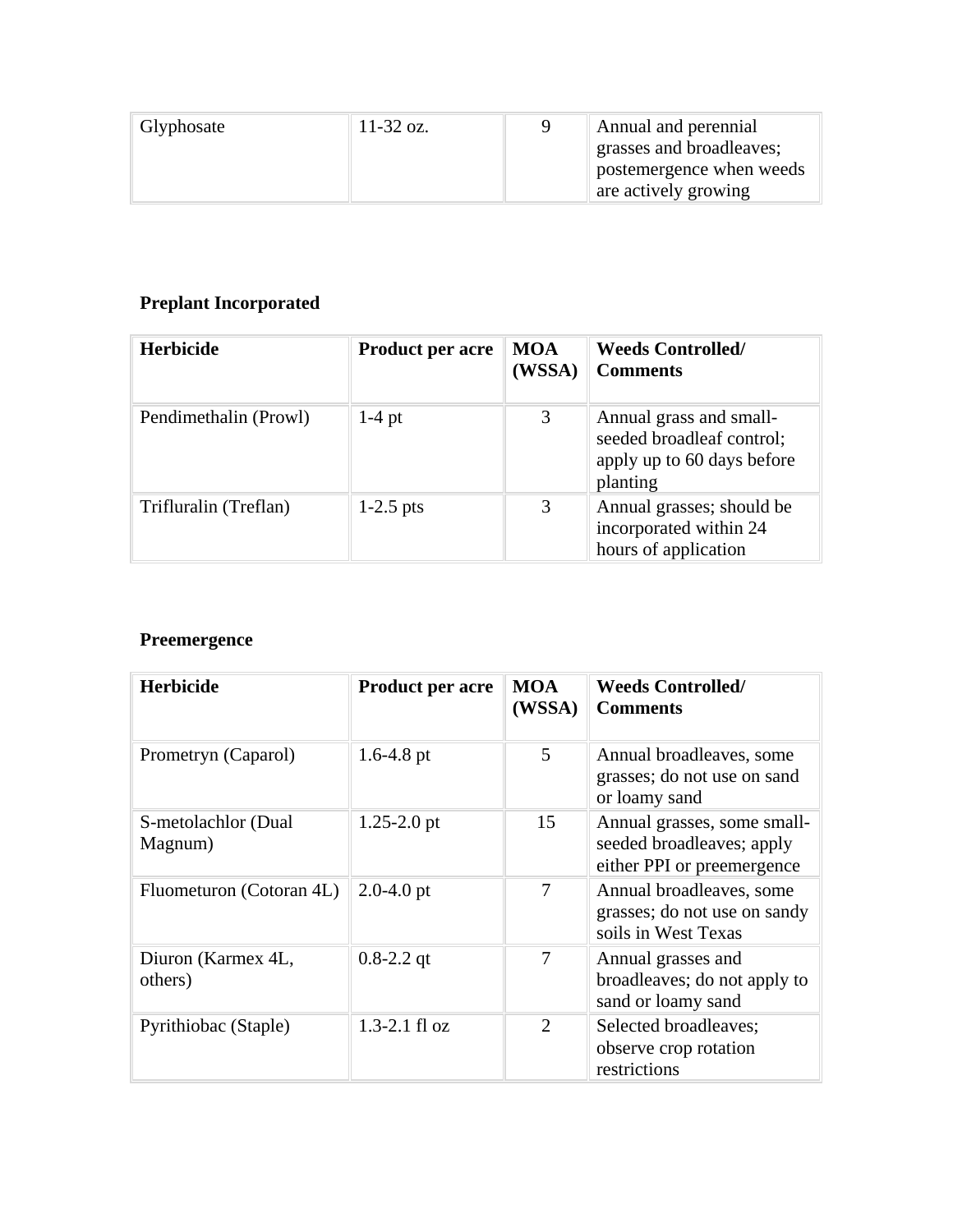| Glyphosate | 11-32 oz. | 9 | Annual and perennial grasses and broadleaves; postemergence when weeds are actively growing |
|---|---|---|---|

**Preplant Incorporated**

| **Herbicide** | **Product per acre** | **MOA (WSSA)** | **Weeds Controlled/ Comments** |
|---|---|---|---|
| Pendimethalin (Prowl) | 1-4 pt | 3 | Annual grass and small-seeded broadleaf control; apply up to 60 days before planting |
| Trifluralin (Treflan) | 1-2.5 pts | 3 | Annual grasses; should be incorporated within 24 hours of application |

**Preemergence**

| **Herbicide** | **Product per acre** | **MOA (WSSA)** | **Weeds Controlled/ Comments** |
|---|---|---|---|
| Prometryn (Caparol) | 1.6-4.8 pt | 5 | Annual broadleaves, some grasses; do not use on sand or loamy sand |
| S-metolachlor (Dual Magnum) | 1.25-2.0 pt | 15 | Annual grasses, some small-seeded broadleaves; apply either PPI or preemergence |
| Fluometuron (Cotoran 4L) | 2.0-4.0 pt | 7 | Annual broadleaves, some grasses; do not use on sandy soils in West Texas |
| Diuron (Karmex 4L, others) | 0.8-2.2 qt | 7 | Annual grasses and broadleaves; do not apply to sand or loamy sand |
| Pyrithiobac (Staple) | 1.3-2.1 fl oz | 2 | Selected broadleaves; observe crop rotation restrictions |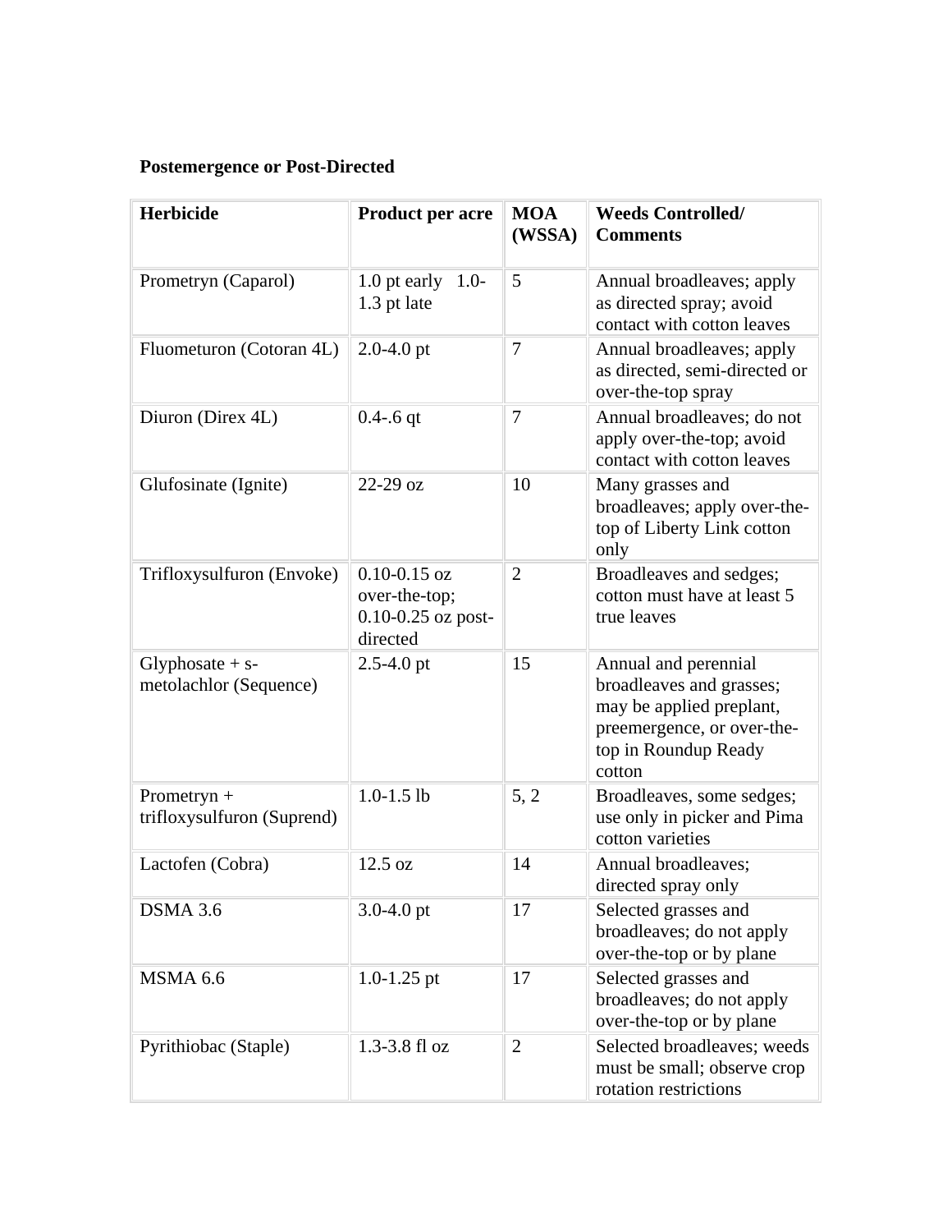**Postemergence or Post-Directed**

| Herbicide | Product per acre | MOA (WSSA) | Weeds Controlled/ Comments |
|---|---|---|---|
| Prometryn (Caparol) | 1.0 pt early 1.0-1.3 pt late | 5 | Annual broadleaves; apply as directed spray; avoid contact with cotton leaves |
| Fluometuron (Cotoran 4L) | 2.0-4.0 pt | 7 | Annual broadleaves; apply as directed, semi-directed or over-the-top spray |
| Diuron (Direx 4L) | 0.4-.6 qt | 7 | Annual broadleaves; do not apply over-the-top; avoid contact with cotton leaves |
| Glufosinate (Ignite) | 22-29 oz | 10 | Many grasses and broadleaves; apply over-the-top of Liberty Link cotton only |
| Trifloxysulfuron (Envoke) | 0.10-0.15 oz over-the-top; 0.10-0.25 oz post-directed | 2 | Broadleaves and sedges; cotton must have at least 5 true leaves |
| Glyphosate + s-metolachlor (Sequence) | 2.5-4.0 pt | 15 | Annual and perennial broadleaves and grasses; may be applied preplant, preemergence, or over-the-top in Roundup Ready cotton |
| Prometryn + trifloxysulfuron (Suprend) | 1.0-1.5 lb | 5, 2 | Broadleaves, some sedges; use only in picker and Pima cotton varieties |
| Lactofen (Cobra) | 12.5 oz | 14 | Annual broadleaves; directed spray only |
| DSMA 3.6 | 3.0-4.0 pt | 17 | Selected grasses and broadleaves; do not apply over-the-top or by plane |
| MSMA 6.6 | 1.0-1.25 pt | 17 | Selected grasses and broadleaves; do not apply over-the-top or by plane |
| Pyrithiobac (Staple) | 1.3-3.8 fl oz | 2 | Selected broadleaves; weeds must be small; observe crop rotation restrictions |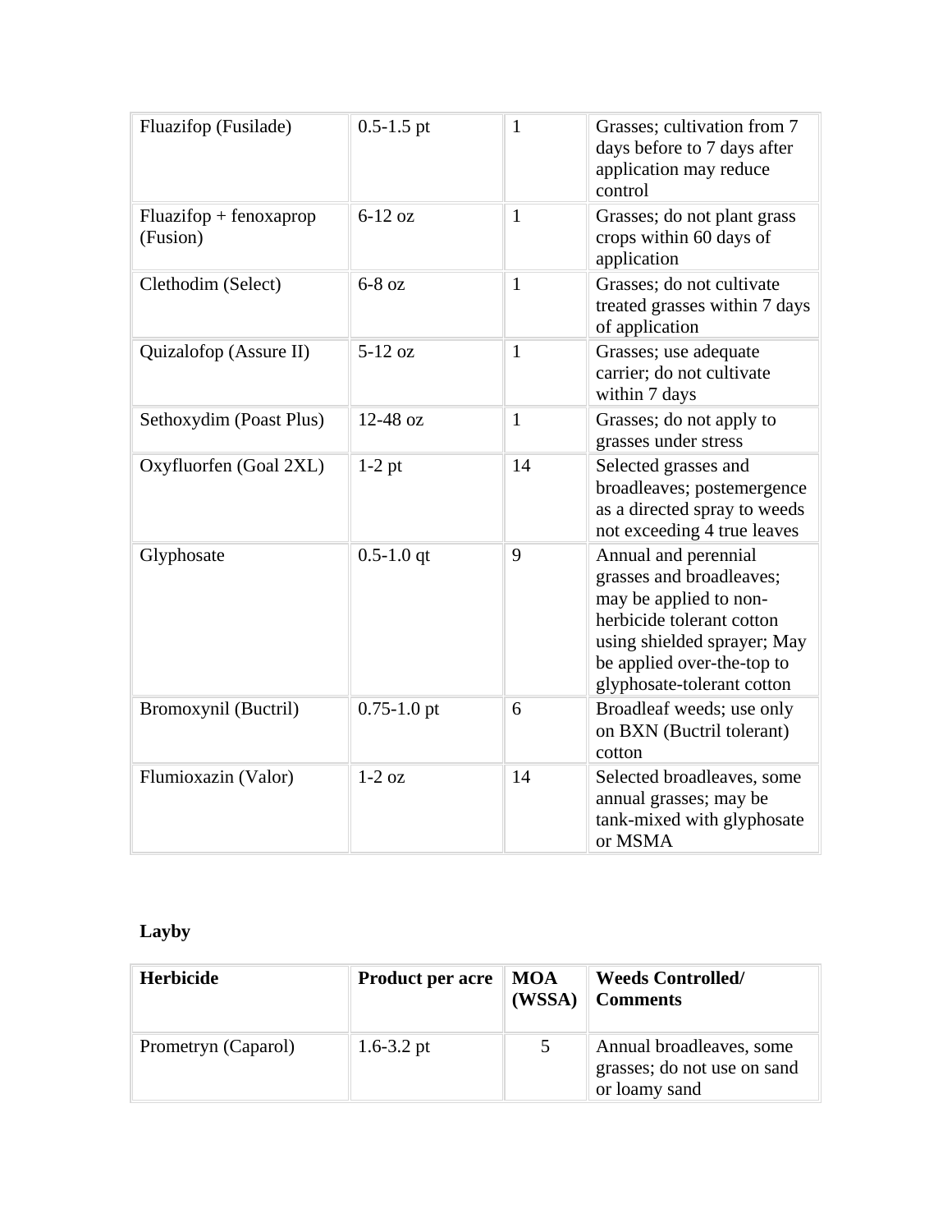| | | | |
|---|---|---|---|
| Fluazifop (Fusilade) | 0.5-1.5 pt | 1 | Grasses; cultivation from 7 days before to 7 days after application may reduce control |
| Fluazifop + fenoxaprop (Fusion) | 6-12 oz | 1 | Grasses; do not plant grass crops within 60 days of application |
| Clethodim (Select) | 6-8 oz | 1 | Grasses; do not cultivate treated grasses within 7 days of application |
| Quizalofop (Assure II) | 5-12 oz | 1 | Grasses; use adequate carrier; do not cultivate within 7 days |
| Sethoxydim (Poast Plus) | 12-48 oz | 1 | Grasses; do not apply to grasses under stress |
| Oxyfluorfen (Goal 2XL) | 1-2 pt | 14 | Selected grasses and broadleaves; postemergence as a directed spray to weeds not exceeding 4 true leaves |
| Glyphosate | 0.5-1.0 qt | 9 | Annual and perennial grasses and broadleaves; may be applied to non-herbicide tolerant cotton using shielded sprayer; May be applied over-the-top to glyphosate-tolerant cotton |
| Bromoxynil (Buctril) | 0.75-1.0 pt | 6 | Broadleaf weeds; use only on BXN (Buctril tolerant) cotton |
| Flumioxazin (Valor) | 1-2 oz | 14 | Selected broadleaves, some annual grasses; may be tank-mixed with glyphosate or MSMA |

**Layby**

| **Herbicide** | **Product per acre** | **MOA (WSSA)** | **Weeds Controlled/ Comments** |
|---|---|---|---|
| Prometryn (Caparol) | 1.6-3.2 pt | 5 | Annual broadleaves, some grasses; do not use on sand or loamy sand |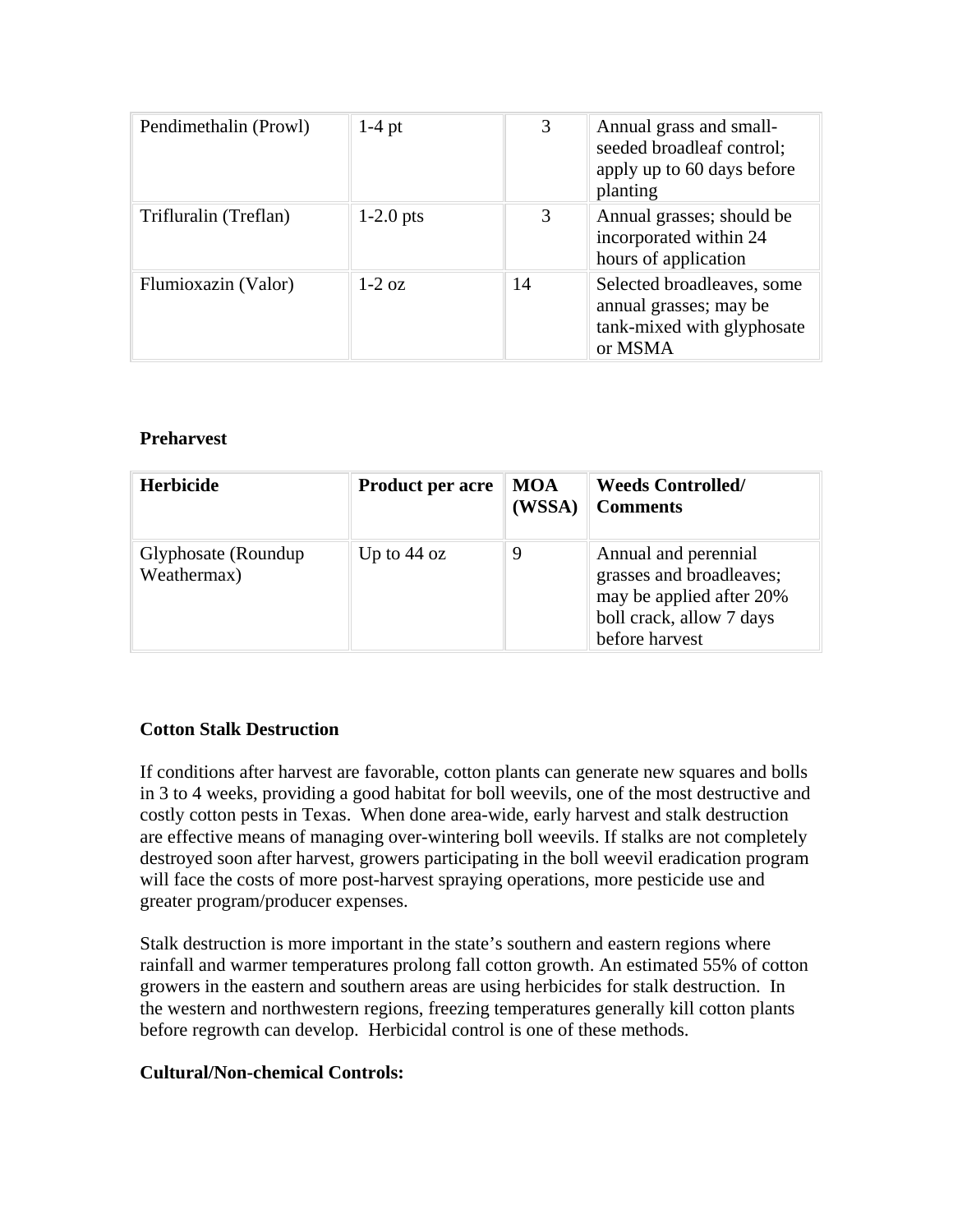| | | | |
|---|---|---|---|
| Pendimethalin (Prowl) | 1-4 pt | 3 | Annual grass and small-seeded broadleaf control; apply up to 60 days before planting |
| Trifluralin (Treflan) | 1-2.0 pts | 3 | Annual grasses; should be incorporated within 24 hours of application |
| Flumioxazin (Valor) | 1-2 oz | 14 | Selected broadleaves, some annual grasses; may be tank-mixed with glyphosate or MSMA |

**Preharvest**

| Herbicide | Product per acre | MOA (WSSA) | Weeds Controlled/ Comments |
|---|---|---|---|
| Glyphosate (Roundup Weathermax) | Up to 44 oz | 9 | Annual and perennial grasses and broadleaves; may be applied after 20% boll crack, allow 7 days before harvest |

**Cotton Stalk Destruction**

If conditions after harvest are favorable, cotton plants can generate new squares and bolls in 3 to 4 weeks, providing a good habitat for boll weevils, one of the most destructive and costly cotton pests in Texas. When done area-wide, early harvest and stalk destruction are effective means of managing over-wintering boll weevils. If stalks are not completely destroyed soon after harvest, growers participating in the boll weevil eradication program will face the costs of more post-harvest spraying operations, more pesticide use and greater program/producer expenses.

Stalk destruction is more important in the state's southern and eastern regions where rainfall and warmer temperatures prolong fall cotton growth. An estimated 55% of cotton growers in the eastern and southern areas are using herbicides for stalk destruction. In the western and northwestern regions, freezing temperatures generally kill cotton plants before regrowth can develop. Herbicidal control is one of these methods.

**Cultural/Non-chemical Controls:**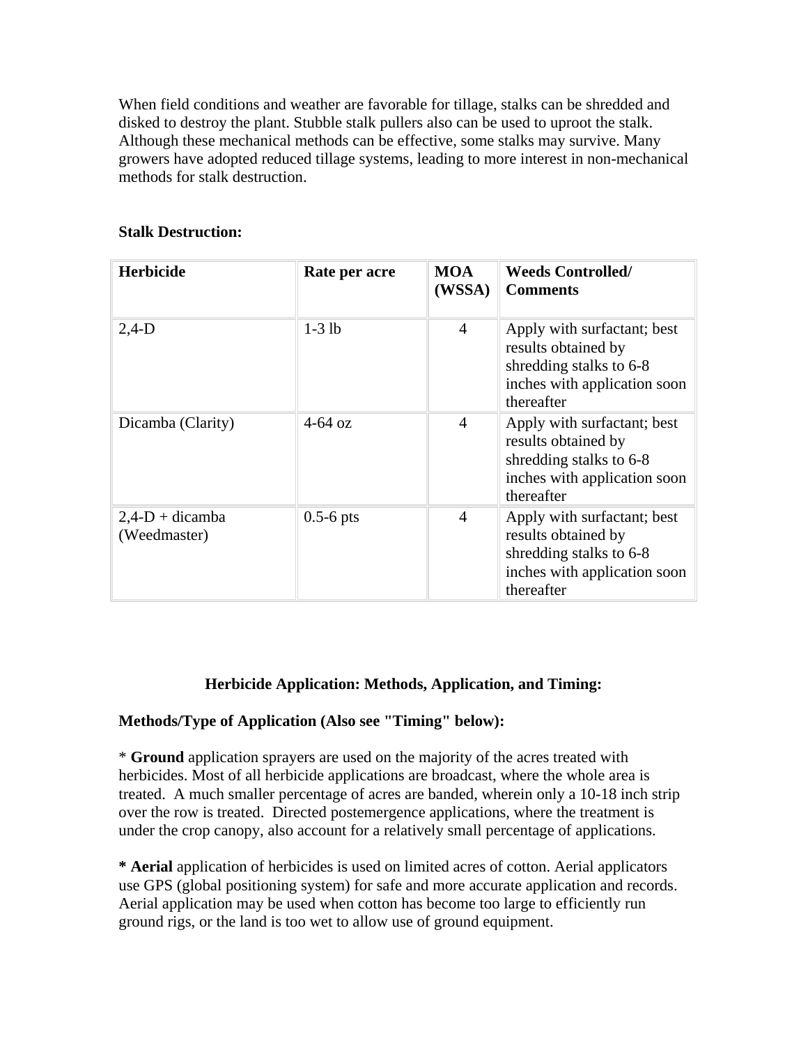When field conditions and weather are favorable for tillage, stalks can be shredded and disked to destroy the plant. Stubble stalk pullers also can be used to uproot the stalk. Although these mechanical methods can be effective, some stalks may survive. Many growers have adopted reduced tillage systems, leading to more interest in non-mechanical methods for stalk destruction.

**Stalk Destruction:**

| Herbicide | Rate per acre | MOA (WSSA) | Weeds Controlled/ Comments |
|---|---|---|---|
| 2,4-D | 1-3 lb | 4 | Apply with surfactant; best results obtained by shredding stalks to 6-8 inches with application soon thereafter |
| Dicamba (Clarity) | 4-64 oz | 4 | Apply with surfactant; best results obtained by shredding stalks to 6-8 inches with application soon thereafter |
| 2,4-D + dicamba (Weedmaster) | 0.5-6 pts | 4 | Apply with surfactant; best results obtained by shredding stalks to 6-8 inches with application soon thereafter |

## Herbicide Application: Methods, Application, and Timing:

**Methods/Type of Application (Also see "Timing" below):**

* **Ground** application sprayers are used on the majority of the acres treated with herbicides. Most of all herbicide applications are broadcast, where the whole area is treated. A much smaller percentage of acres are banded, wherein only a 10-18 inch strip over the row is treated. Directed postemergence applications, where the treatment is under the crop canopy, also account for a relatively small percentage of applications.

**\* Aerial** application of herbicides is used on limited acres of cotton. Aerial applicators use GPS (global positioning system) for safe and more accurate application and records. Aerial application may be used when cotton has become too large to efficiently run ground rigs, or the land is too wet to allow use of ground equipment.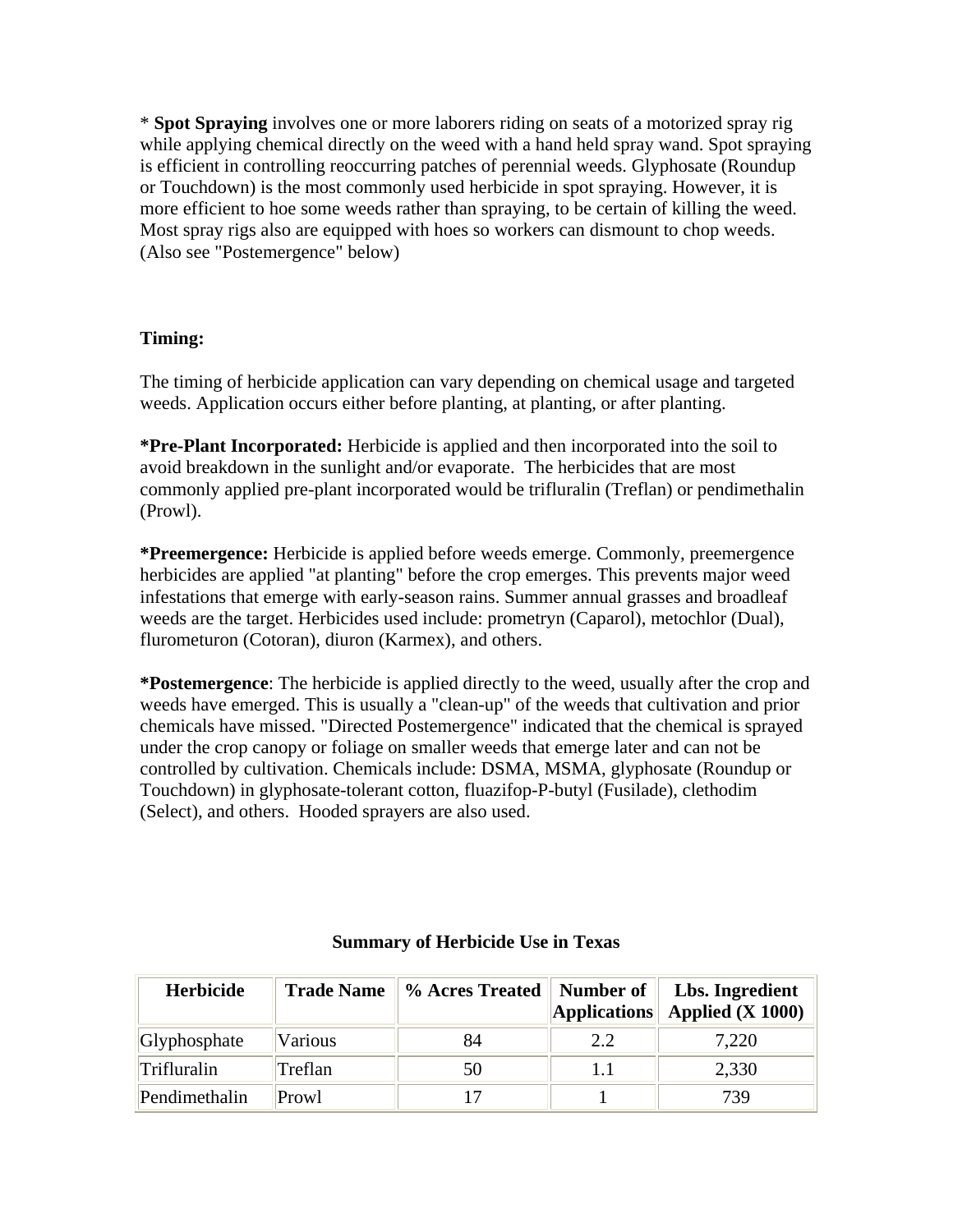* **Spot Spraying** involves one or more laborers riding on seats of a motorized spray rig while applying chemical directly on the weed with a hand held spray wand. Spot spraying is efficient in controlling reoccurring patches of perennial weeds. Glyphosate (Roundup or Touchdown) is the most commonly used herbicide in spot spraying. However, it is more efficient to hoe some weeds rather than spraying, to be certain of killing the weed. Most spray rigs also are equipped with hoes so workers can dismount to chop weeds. (Also see "Postemergence" below)

**Timing:**

The timing of herbicide application can vary depending on chemical usage and targeted weeds. Application occurs either before planting, at planting, or after planting.

***Pre-Plant Incorporated:** Herbicide is applied and then incorporated into the soil to avoid breakdown in the sunlight and/or evaporate. The herbicides that are most commonly applied pre-plant incorporated would be trifluralin (Treflan) or pendimethalin (Prowl).

***Preemergence:** Herbicide is applied before weeds emerge. Commonly, preemergence herbicides are applied "at planting" before the crop emerges. This prevents major weed infestations that emerge with early-season rains. Summer annual grasses and broadleaf weeds are the target. Herbicides used include: prometryn (Caparol), metochlor (Dual), flurometuron (Cotoran), diuron (Karmex), and others.

***Postemergence**: The herbicide is applied directly to the weed, usually after the crop and weeds have emerged. This is usually a "clean-up" of the weeds that cultivation and prior chemicals have missed. "Directed Postemergence" indicated that the chemical is sprayed under the crop canopy or foliage on smaller weeds that emerge later and can not be controlled by cultivation. Chemicals include: DSMA, MSMA, glyphosate (Roundup or Touchdown) in glyphosate-tolerant cotton, fluazifop-P-butyl (Fusilade), clethodim (Select), and others. Hooded sprayers are also used.

**Summary of Herbicide Use in Texas**

| Herbicide | Trade Name | % Acres Treated | Number of Applications | Lbs. Ingredient Applied (X 1000) |
|---|---|---|---|---|
| Glyphosphate | Various | 84 | 2.2 | 7,220 |
| Trifluralin | Treflan | 50 | 1.1 | 2,330 |
| Pendimethalin | Prowl | 17 | 1 | 739 |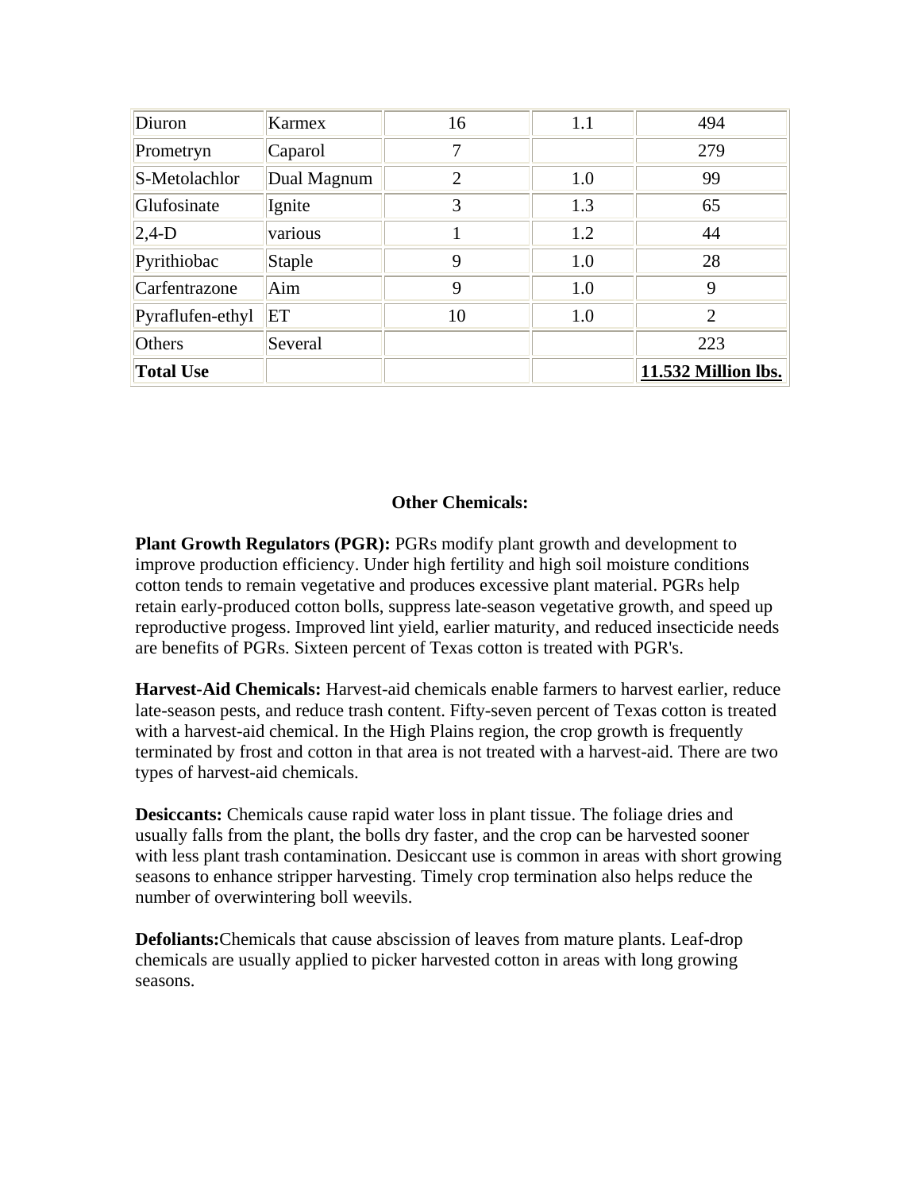| | | | | |
|---|---|---|---|---|
| Diuron | Karmex | 16 | 1.1 | 494 |
| Prometryn | Caparol | 7 | | 279 |
| S-Metolachlor | Dual Magnum | 2 | 1.0 | 99 |
| Glufosinate | Ignite | 3 | 1.3 | 65 |
| 2,4-D | various | 1 | 1.2 | 44 |
| Pyrithiobac | Staple | 9 | 1.0 | 28 |
| Carfentrazone | Aim | 9 | 1.0 | 9 |
| Pyraflufen-ethyl | ET | 10 | 1.0 | 2 |
| Others | Several | | | 223 |
| **Total Use** | | | | **11.532 Million lbs.** |

## Other Chemicals:

**Plant Growth Regulators (PGR):** PGRs modify plant growth and development to improve production efficiency. Under high fertility and high soil moisture conditions cotton tends to remain vegetative and produces excessive plant material. PGRs help retain early-produced cotton bolls, suppress late-season vegetative growth, and speed up reproductive progess. Improved lint yield, earlier maturity, and reduced insecticide needs are benefits of PGRs. Sixteen percent of Texas cotton is treated with PGR's.

**Harvest-Aid Chemicals:** Harvest-aid chemicals enable farmers to harvest earlier, reduce late-season pests, and reduce trash content. Fifty-seven percent of Texas cotton is treated with a harvest-aid chemical. In the High Plains region, the crop growth is frequently terminated by frost and cotton in that area is not treated with a harvest-aid. There are two types of harvest-aid chemicals.

**Desiccants:** Chemicals cause rapid water loss in plant tissue. The foliage dries and usually falls from the plant, the bolls dry faster, and the crop can be harvested sooner with less plant trash contamination. Desiccant use is common in areas with short growing seasons to enhance stripper harvesting. Timely crop termination also helps reduce the number of overwintering boll weevils.

**Defoliants:**Chemicals that cause abscission of leaves from mature plants. Leaf-drop chemicals are usually applied to picker harvested cotton in areas with long growing seasons.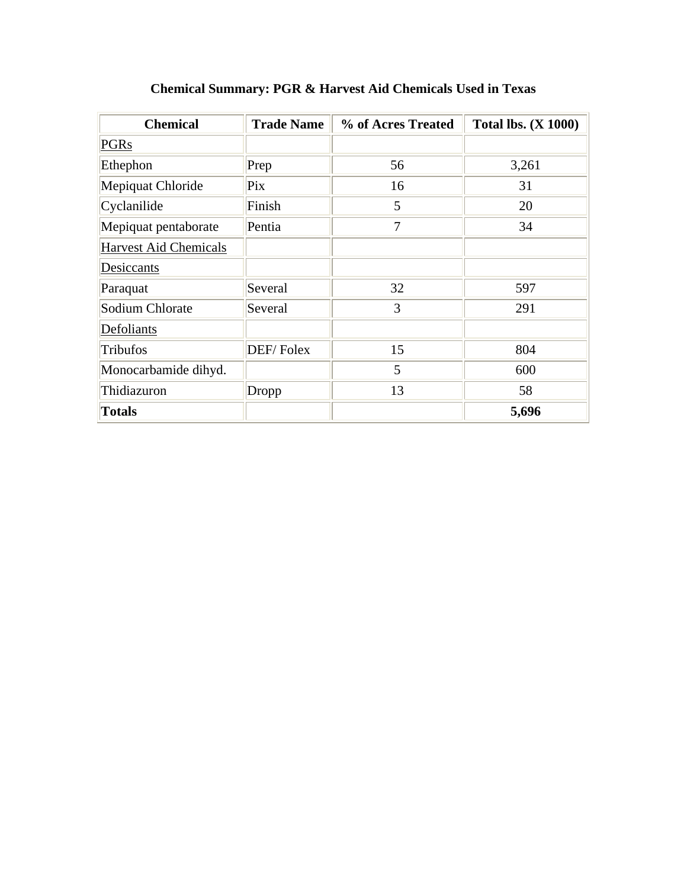**Chemical Summary: PGR & Harvest Aid Chemicals Used in Texas**

| Chemical | Trade Name | % of Acres Treated | Total lbs. (X 1000) |
|---|---|---|---|
| <u>PGRs</u> | | | |
| Ethephon | Prep | 56 | 3,261 |
| Mepiquat Chloride | Pix | 16 | 31 |
| Cyclanilide | Finish | 5 | 20 |
| Mepiquat pentaborate | Pentia | 7 | 34 |
| <u>Harvest Aid Chemicals</u> | | | |
| <u>Desiccants</u> | | | |
| Paraquat | Several | 32 | 597 |
| Sodium Chlorate | Several | 3 | 291 |
| <u>Defoliants</u> | | | |
| Tribufos | DEF/ Folex | 15 | 804 |
| Monocarbamide dihyd. | | 5 | 600 |
| Thidiazuron | Dropp | 13 | 58 |
| **Totals** | | | **5,696** |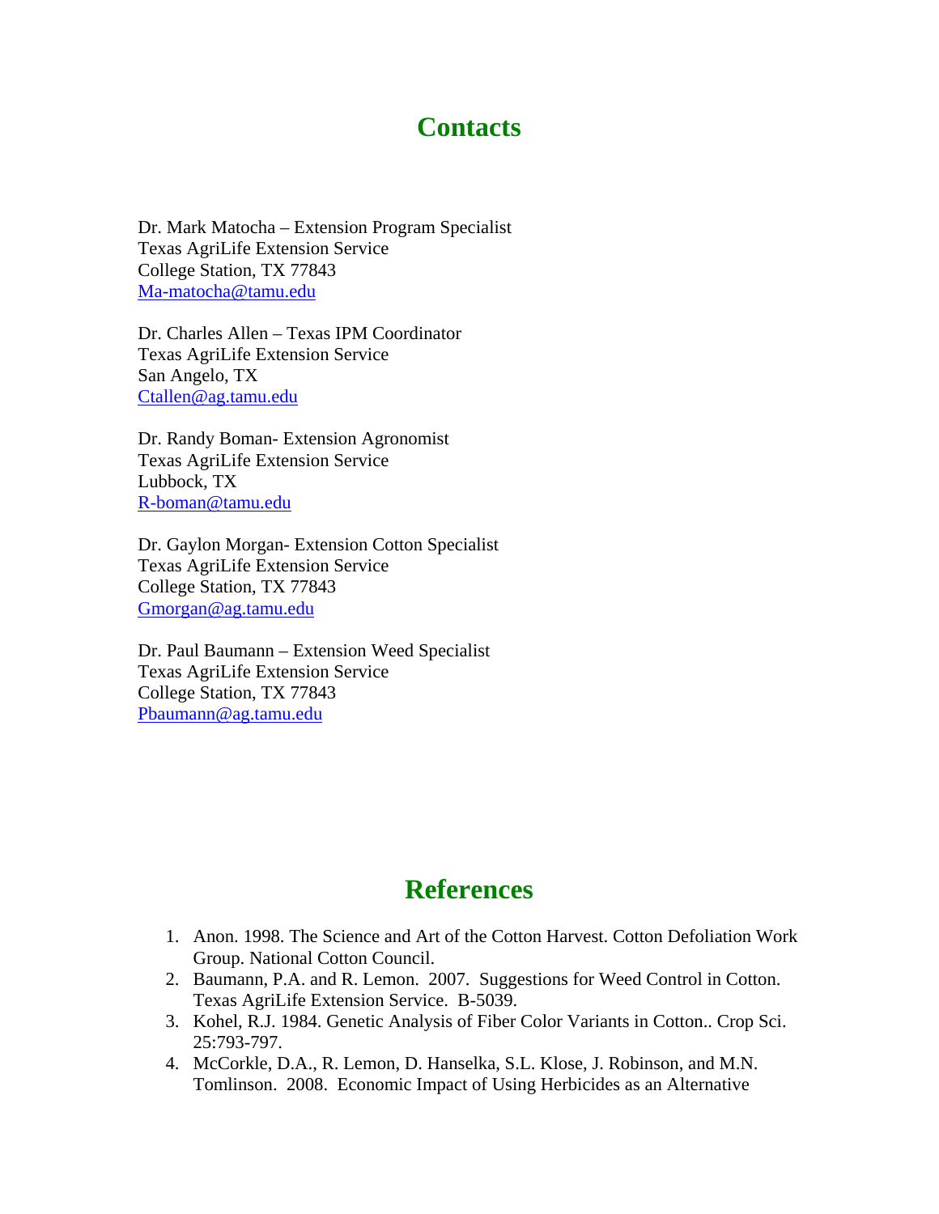# Contacts

Dr. Mark Matocha – Extension Program Specialist
Texas AgriLife Extension Service
College Station, TX 77843
Ma-matocha@tamu.edu

Dr. Charles Allen – Texas IPM Coordinator
Texas AgriLife Extension Service
San Angelo, TX
Ctallen@ag.tamu.edu

Dr. Randy Boman- Extension Agronomist
Texas AgriLife Extension Service
Lubbock, TX
R-boman@tamu.edu

Dr. Gaylon Morgan- Extension Cotton Specialist
Texas AgriLife Extension Service
College Station, TX 77843
Gmorgan@ag.tamu.edu

Dr. Paul Baumann – Extension Weed Specialist
Texas AgriLife Extension Service
College Station, TX 77843
Pbaumann@ag.tamu.edu

# References

1. Anon. 1998. The Science and Art of the Cotton Harvest. Cotton Defoliation Work Group. National Cotton Council.
2. Baumann, P.A. and R. Lemon. 2007. Suggestions for Weed Control in Cotton. Texas AgriLife Extension Service. B-5039.
3. Kohel, R.J. 1984. Genetic Analysis of Fiber Color Variants in Cotton.. Crop Sci. 25:793-797.
4. McCorkle, D.A., R. Lemon, D. Hanselka, S.L. Klose, J. Robinson, and M.N. Tomlinson. 2008. Economic Impact of Using Herbicides as an Alternative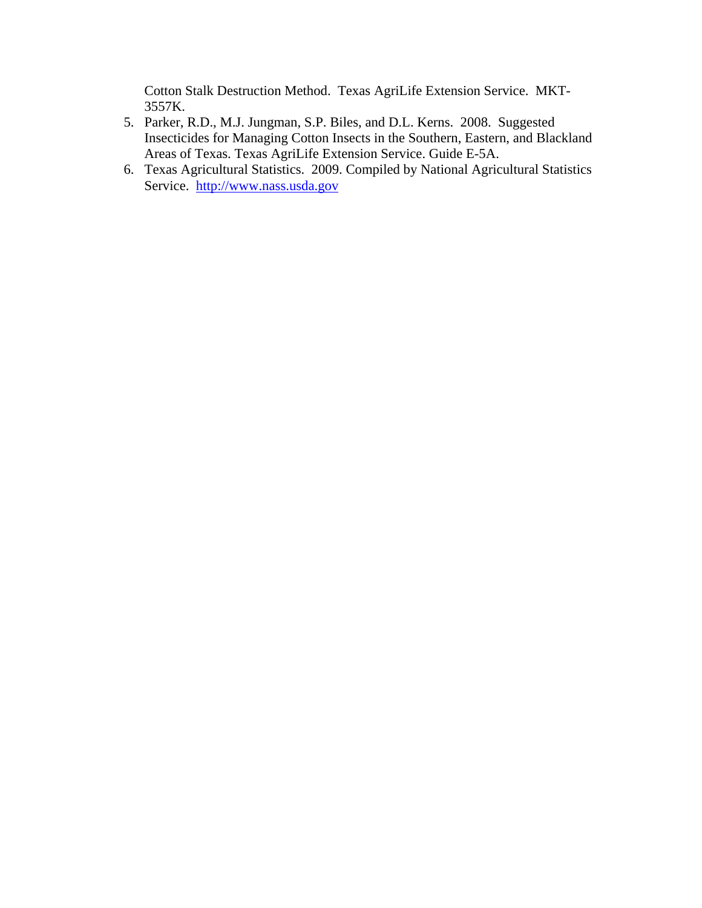Cotton Stalk Destruction Method. Texas AgriLife Extension Service. MKT-3557K.

5. Parker, R.D., M.J. Jungman, S.P. Biles, and D.L. Kerns. 2008. Suggested Insecticides for Managing Cotton Insects in the Southern, Eastern, and Blackland Areas of Texas. Texas AgriLife Extension Service. Guide E-5A.
6. Texas Agricultural Statistics. 2009. Compiled by National Agricultural Statistics Service. http://www.nass.usda.gov